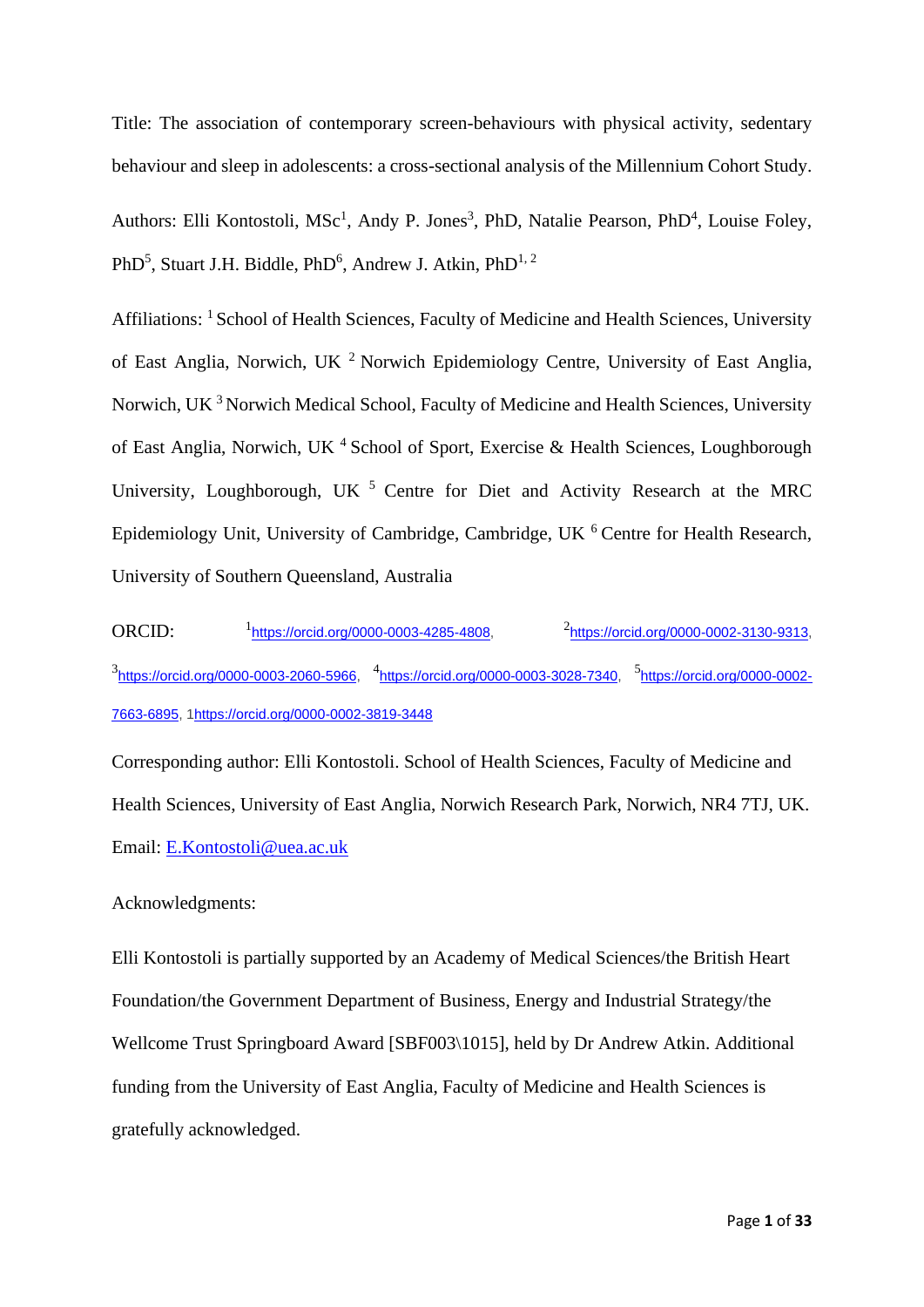Title: The association of contemporary screen-behaviours with physical activity, sedentary behaviour and sleep in adolescents: a cross-sectional analysis of the Millennium Cohort Study.

Authors: Elli Kontostoli, MSc[1], Andy P. Jones[3], PhD, Natalie Pearson, PhD[4], Louise Foley, PhD[5], Stuart J.H. Biddle, PhD[6], Andrew J. Atkin, PhD[1, 2]

Affiliations: [1] School of Health Sciences, Faculty of Medicine and Health Sciences, University of East Anglia, Norwich, UK [2] Norwich Epidemiology Centre, University of East Anglia, Norwich, UK [3] Norwich Medical School, Faculty of Medicine and Health Sciences, University of East Anglia, Norwich, UK [4] School of Sport, Exercise & Health Sciences, Loughborough University, Loughborough, UK [5] Centre for Diet and Activity Research at the MRC Epidemiology Unit, University of Cambridge, Cambridge, UK [6] Centre for Health Research, University of Southern Queensland, Australia

ORCID: [1]https://orcid.org/0000-0003-4285-4808, [2]https://orcid.org/0000-0002-3130-9313, [3]https://orcid.org/0000-0003-2060-5966, [4]https://orcid.org/0000-0003-3028-7340, [5]https://orcid.org/0000-0002-7663-6895, 1https://orcid.org/0000-0002-3819-3448

Corresponding author: Elli Kontostoli. School of Health Sciences, Faculty of Medicine and Health Sciences, University of East Anglia, Norwich Research Park, Norwich, NR4 7TJ, UK. Email: E.Kontostoli@uea.ac.uk

Acknowledgments:

Elli Kontostoli is partially supported by an Academy of Medical Sciences/the British Heart Foundation/the Government Department of Business, Energy and Industrial Strategy/the Wellcome Trust Springboard Award [SBF003\1015], held by Dr Andrew Atkin. Additional funding from the University of East Anglia, Faculty of Medicine and Health Sciences is gratefully acknowledged.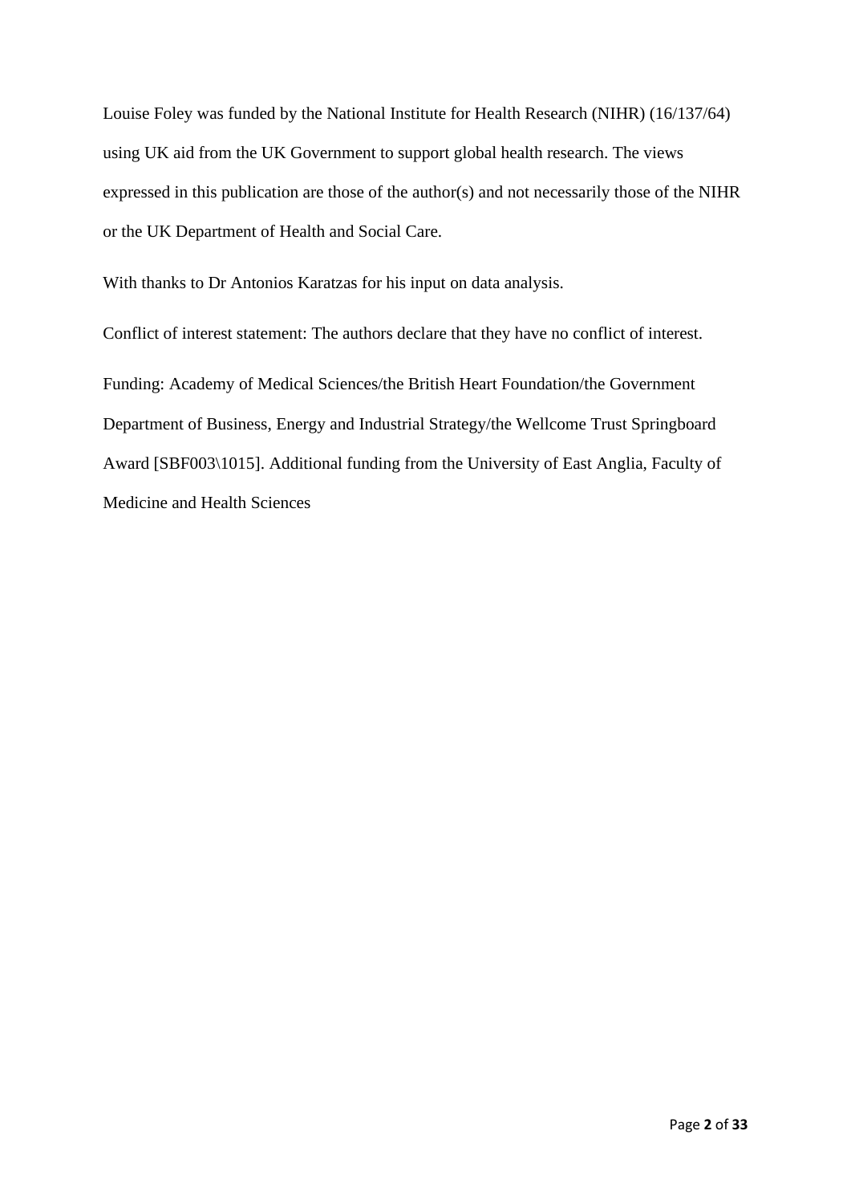Louise Foley was funded by the National Institute for Health Research (NIHR) (16/137/64) using UK aid from the UK Government to support global health research. The views expressed in this publication are those of the author(s) and not necessarily those of the NIHR or the UK Department of Health and Social Care.

With thanks to Dr Antonios Karatzas for his input on data analysis.

Conflict of interest statement: The authors declare that they have no conflict of interest.

Funding: Academy of Medical Sciences/the British Heart Foundation/the Government Department of Business, Energy and Industrial Strategy/the Wellcome Trust Springboard Award [SBF003\1015]. Additional funding from the University of East Anglia, Faculty of Medicine and Health Sciences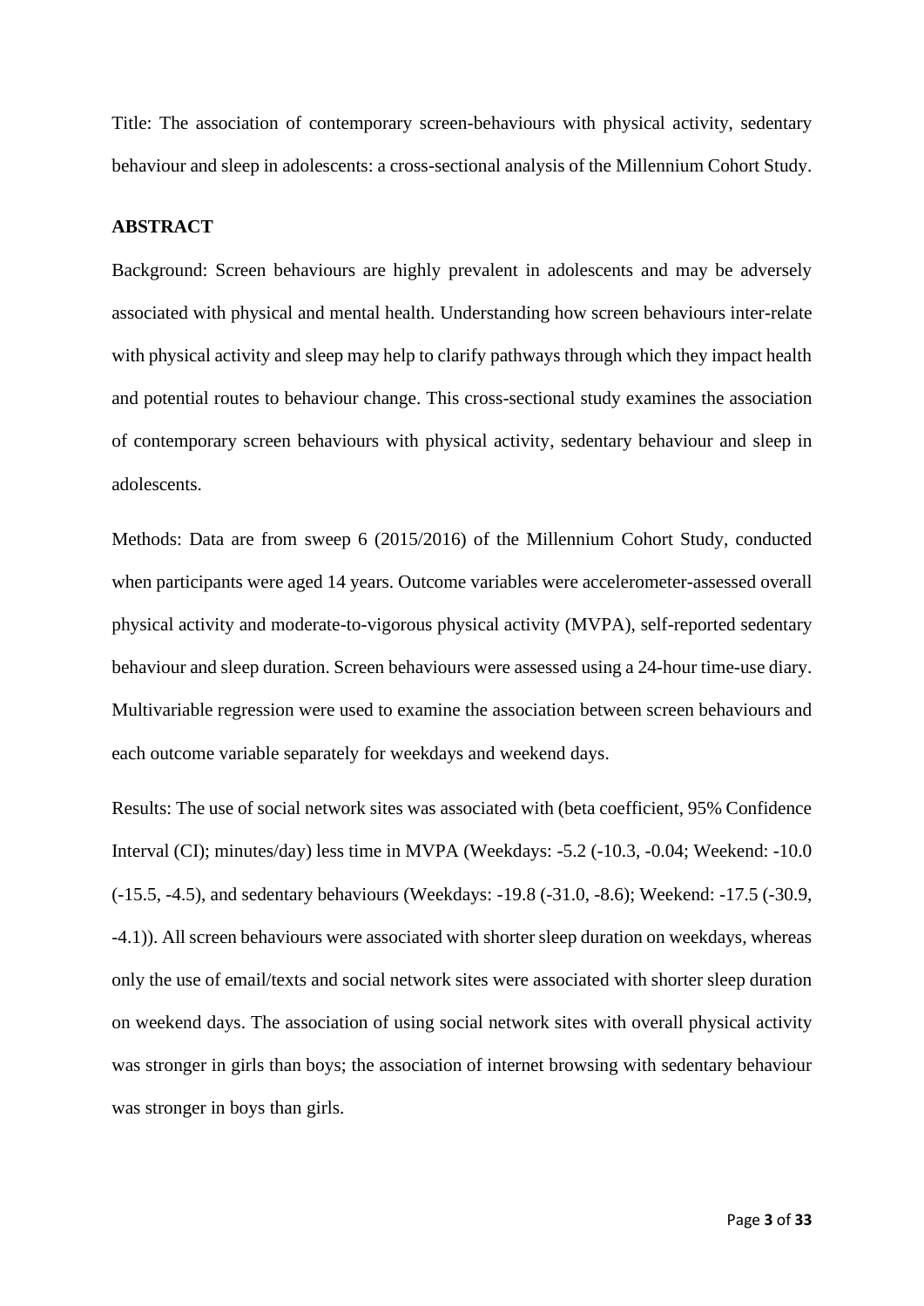Title: The association of contemporary screen-behaviours with physical activity, sedentary behaviour and sleep in adolescents: a cross-sectional analysis of the Millennium Cohort Study.

## ABSTRACT

Background: Screen behaviours are highly prevalent in adolescents and may be adversely associated with physical and mental health. Understanding how screen behaviours inter-relate with physical activity and sleep may help to clarify pathways through which they impact health and potential routes to behaviour change. This cross-sectional study examines the association of contemporary screen behaviours with physical activity, sedentary behaviour and sleep in adolescents.

Methods: Data are from sweep 6 (2015/2016) of the Millennium Cohort Study, conducted when participants were aged 14 years. Outcome variables were accelerometer-assessed overall physical activity and moderate-to-vigorous physical activity (MVPA), self-reported sedentary behaviour and sleep duration. Screen behaviours were assessed using a 24-hour time-use diary. Multivariable regression were used to examine the association between screen behaviours and each outcome variable separately for weekdays and weekend days.

Results: The use of social network sites was associated with (beta coefficient, 95% Confidence Interval (CI); minutes/day) less time in MVPA (Weekdays: -5.2 (-10.3, -0.04; Weekend: -10.0 (-15.5, -4.5), and sedentary behaviours (Weekdays: -19.8 (-31.0, -8.6); Weekend: -17.5 (-30.9, -4.1)). All screen behaviours were associated with shorter sleep duration on weekdays, whereas only the use of email/texts and social network sites were associated with shorter sleep duration on weekend days. The association of using social network sites with overall physical activity was stronger in girls than boys; the association of internet browsing with sedentary behaviour was stronger in boys than girls.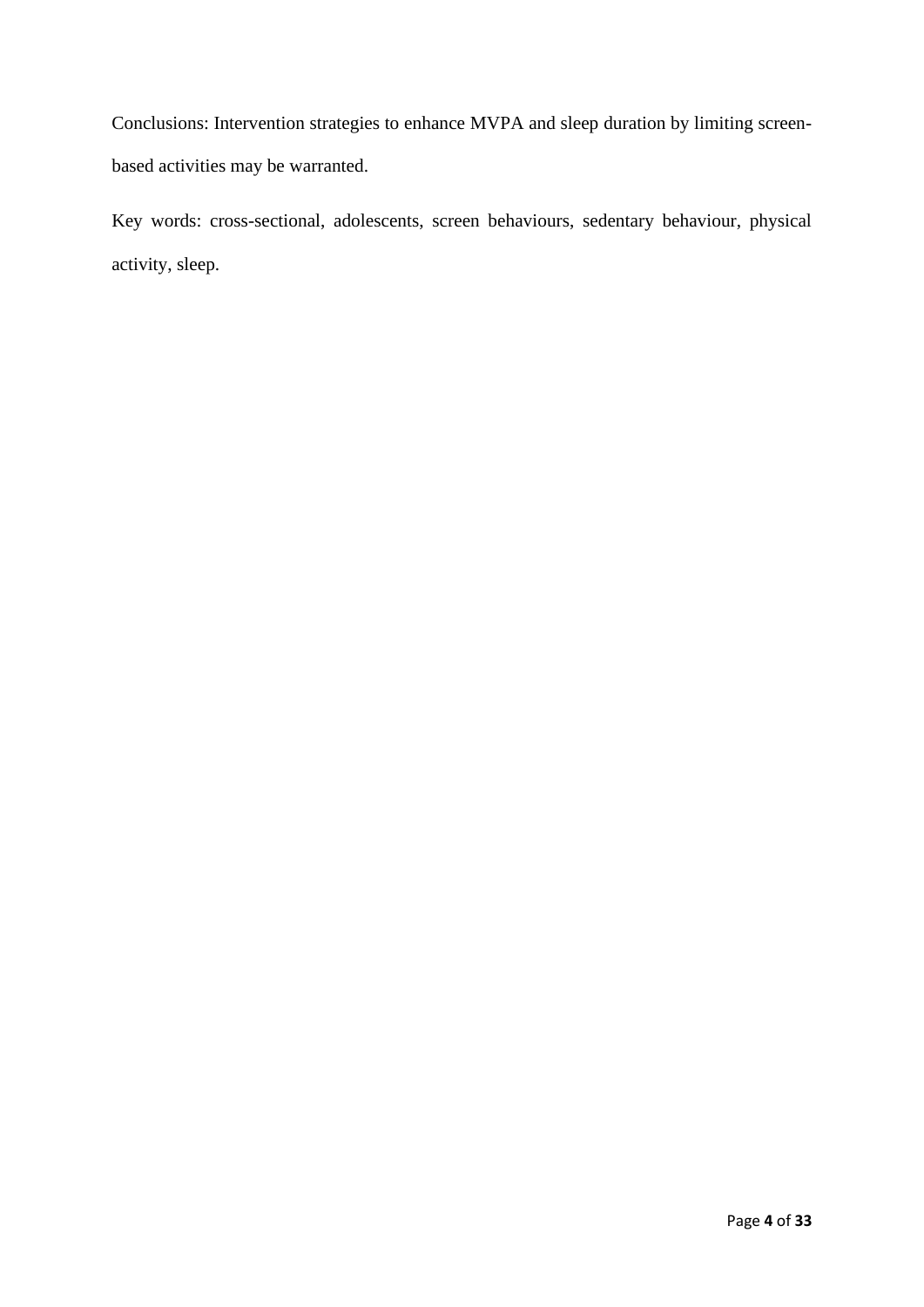Conclusions: Intervention strategies to enhance MVPA and sleep duration by limiting screen-based activities may be warranted.

Key words: cross-sectional, adolescents, screen behaviours, sedentary behaviour, physical activity, sleep.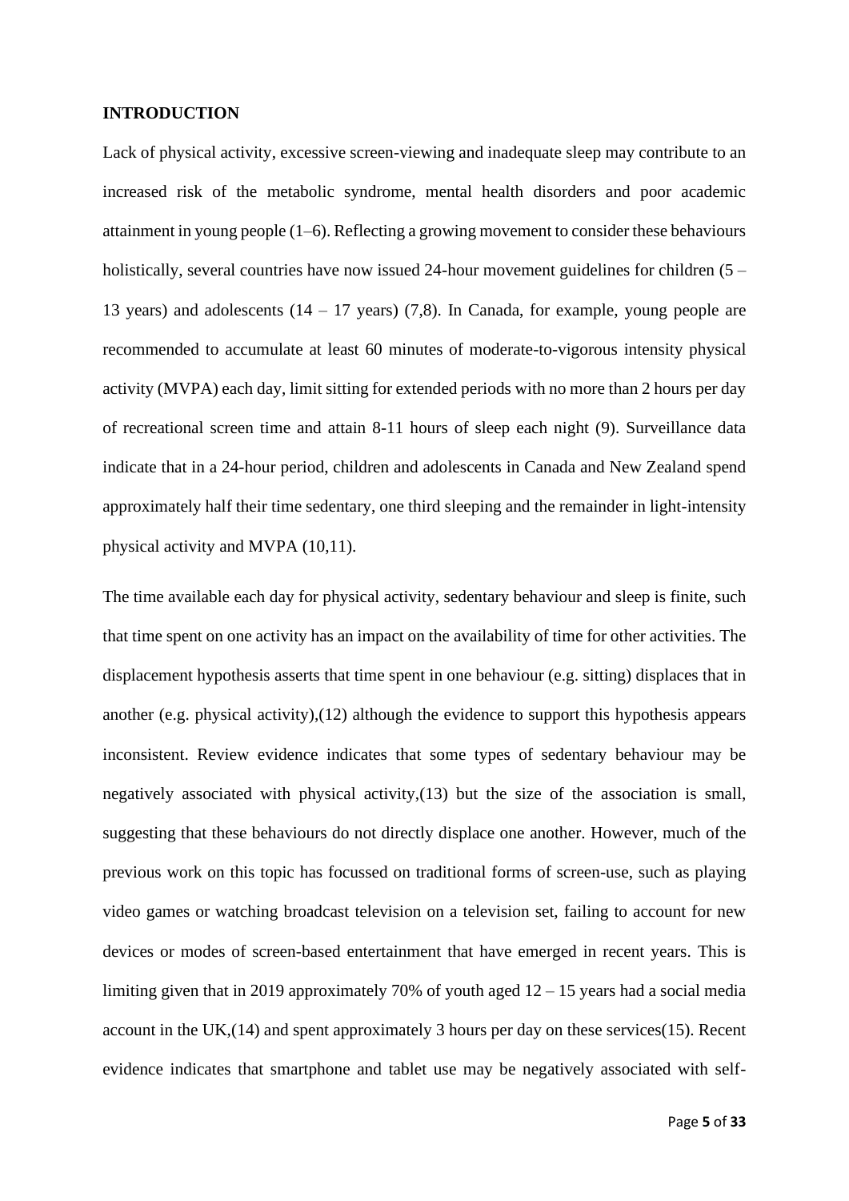## INTRODUCTION

Lack of physical activity, excessive screen-viewing and inadequate sleep may contribute to an increased risk of the metabolic syndrome, mental health disorders and poor academic attainment in young people (1–6). Reflecting a growing movement to consider these behaviours holistically, several countries have now issued 24-hour movement guidelines for children (5 – 13 years) and adolescents (14 – 17 years) (7,8). In Canada, for example, young people are recommended to accumulate at least 60 minutes of moderate-to-vigorous intensity physical activity (MVPA) each day, limit sitting for extended periods with no more than 2 hours per day of recreational screen time and attain 8-11 hours of sleep each night (9). Surveillance data indicate that in a 24-hour period, children and adolescents in Canada and New Zealand spend approximately half their time sedentary, one third sleeping and the remainder in light-intensity physical activity and MVPA (10,11).

The time available each day for physical activity, sedentary behaviour and sleep is finite, such that time spent on one activity has an impact on the availability of time for other activities. The displacement hypothesis asserts that time spent in one behaviour (e.g. sitting) displaces that in another (e.g. physical activity),(12) although the evidence to support this hypothesis appears inconsistent. Review evidence indicates that some types of sedentary behaviour may be negatively associated with physical activity,(13) but the size of the association is small, suggesting that these behaviours do not directly displace one another. However, much of the previous work on this topic has focussed on traditional forms of screen-use, such as playing video games or watching broadcast television on a television set, failing to account for new devices or modes of screen-based entertainment that have emerged in recent years. This is limiting given that in 2019 approximately 70% of youth aged 12 – 15 years had a social media account in the UK,(14) and spent approximately 3 hours per day on these services(15). Recent evidence indicates that smartphone and tablet use may be negatively associated with self-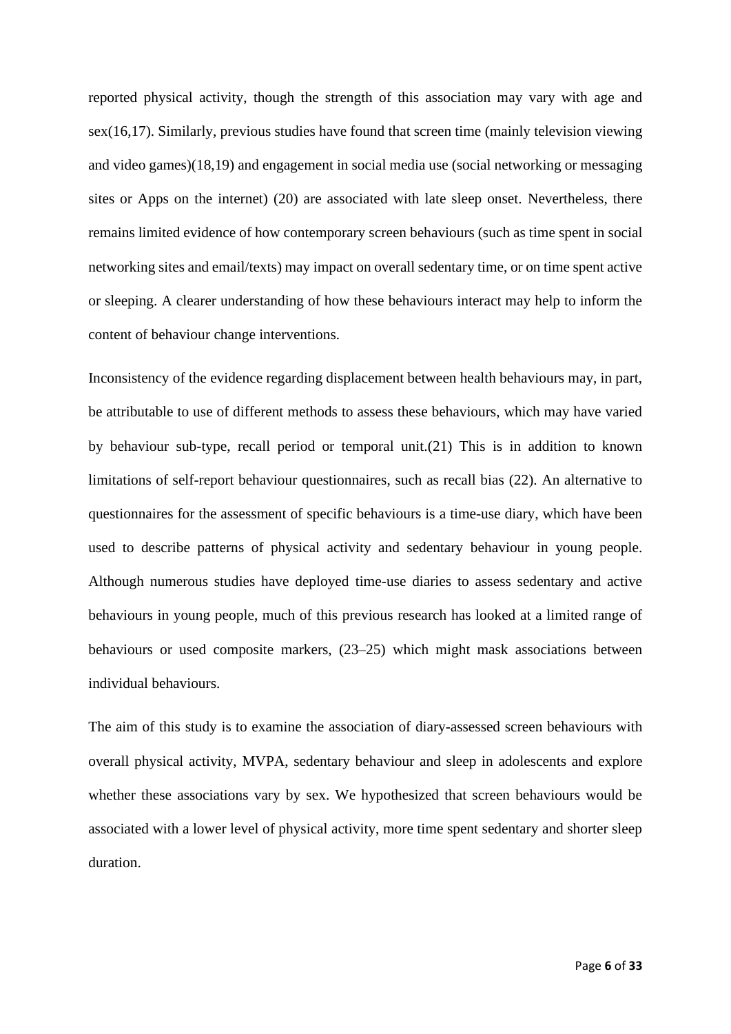reported physical activity, though the strength of this association may vary with age and sex(16,17). Similarly, previous studies have found that screen time (mainly television viewing and video games)(18,19) and engagement in social media use (social networking or messaging sites or Apps on the internet) (20) are associated with late sleep onset. Nevertheless, there remains limited evidence of how contemporary screen behaviours (such as time spent in social networking sites and email/texts) may impact on overall sedentary time, or on time spent active or sleeping. A clearer understanding of how these behaviours interact may help to inform the content of behaviour change interventions.

Inconsistency of the evidence regarding displacement between health behaviours may, in part, be attributable to use of different methods to assess these behaviours, which may have varied by behaviour sub-type, recall period or temporal unit.(21) This is in addition to known limitations of self-report behaviour questionnaires, such as recall bias (22). An alternative to questionnaires for the assessment of specific behaviours is a time-use diary, which have been used to describe patterns of physical activity and sedentary behaviour in young people. Although numerous studies have deployed time-use diaries to assess sedentary and active behaviours in young people, much of this previous research has looked at a limited range of behaviours or used composite markers, (23–25) which might mask associations between individual behaviours.

The aim of this study is to examine the association of diary-assessed screen behaviours with overall physical activity, MVPA, sedentary behaviour and sleep in adolescents and explore whether these associations vary by sex. We hypothesized that screen behaviours would be associated with a lower level of physical activity, more time spent sedentary and shorter sleep duration.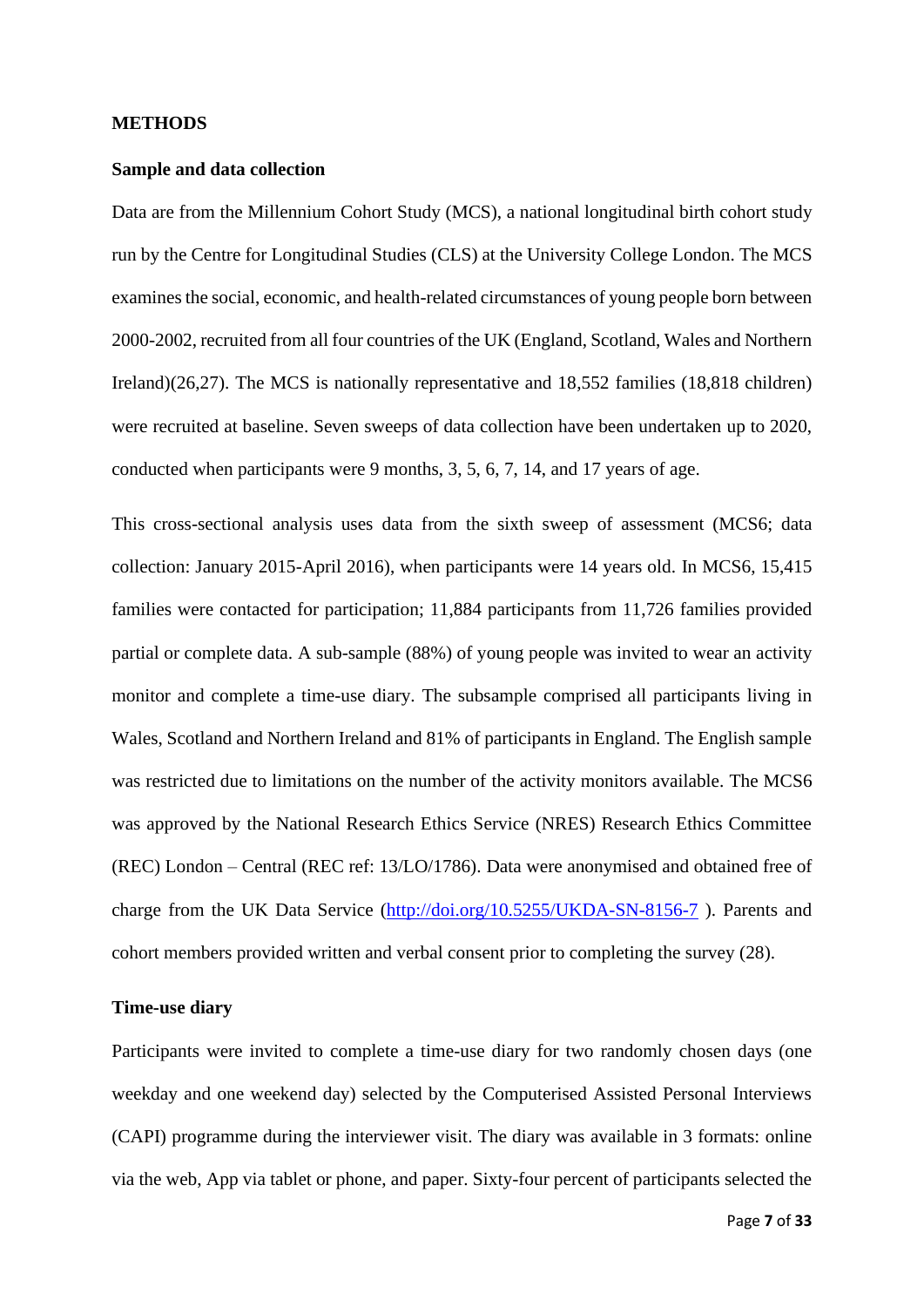## METHODS

### Sample and data collection

Data are from the Millennium Cohort Study (MCS), a national longitudinal birth cohort study run by the Centre for Longitudinal Studies (CLS) at the University College London. The MCS examines the social, economic, and health-related circumstances of young people born between 2000-2002, recruited from all four countries of the UK (England, Scotland, Wales and Northern Ireland)(26,27). The MCS is nationally representative and 18,552 families (18,818 children) were recruited at baseline. Seven sweeps of data collection have been undertaken up to 2020, conducted when participants were 9 months, 3, 5, 6, 7, 14, and 17 years of age.

This cross-sectional analysis uses data from the sixth sweep of assessment (MCS6; data collection: January 2015-April 2016), when participants were 14 years old. In MCS6, 15,415 families were contacted for participation; 11,884 participants from 11,726 families provided partial or complete data. A sub-sample (88%) of young people was invited to wear an activity monitor and complete a time-use diary. The subsample comprised all participants living in Wales, Scotland and Northern Ireland and 81% of participants in England. The English sample was restricted due to limitations on the number of the activity monitors available. The MCS6 was approved by the National Research Ethics Service (NRES) Research Ethics Committee (REC) London – Central (REC ref: 13/LO/1786). Data were anonymised and obtained free of charge from the UK Data Service (http://doi.org/10.5255/UKDA-SN-8156-7 ). Parents and cohort members provided written and verbal consent prior to completing the survey (28).

### Time-use diary

Participants were invited to complete a time-use diary for two randomly chosen days (one weekday and one weekend day) selected by the Computerised Assisted Personal Interviews (CAPI) programme during the interviewer visit. The diary was available in 3 formats: online via the web, App via tablet or phone, and paper. Sixty-four percent of participants selected the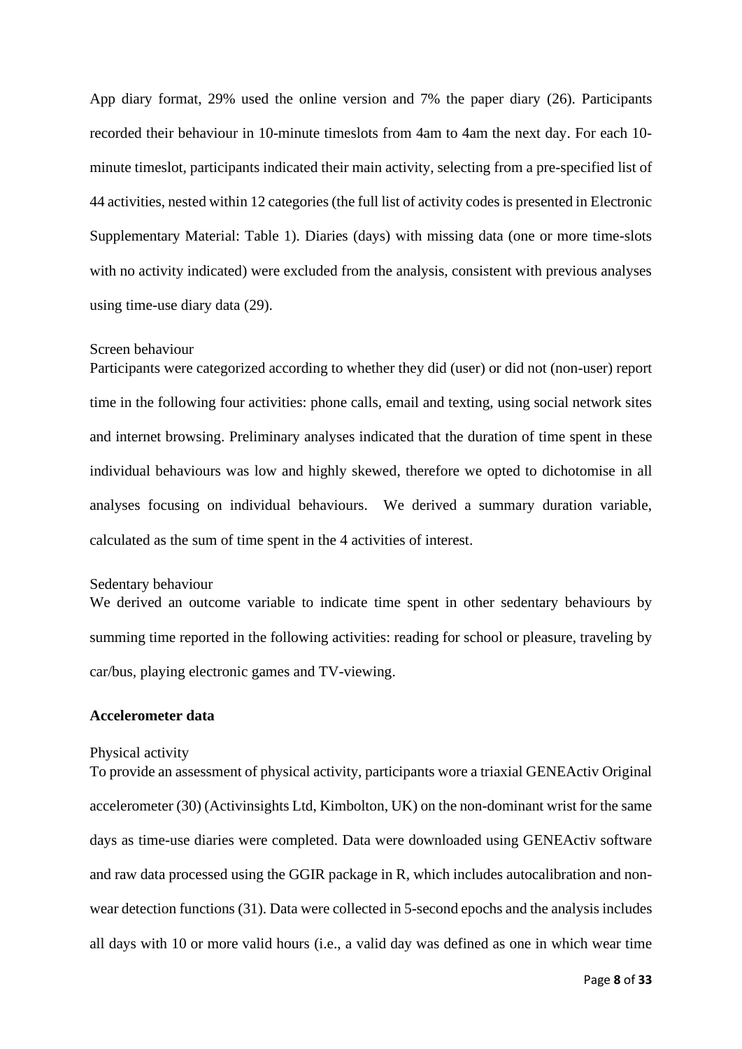App diary format, 29% used the online version and 7% the paper diary (26). Participants recorded their behaviour in 10-minute timeslots from 4am to 4am the next day. For each 10-minute timeslot, participants indicated their main activity, selecting from a pre-specified list of 44 activities, nested within 12 categories (the full list of activity codes is presented in Electronic Supplementary Material: Table 1). Diaries (days) with missing data (one or more time-slots with no activity indicated) were excluded from the analysis, consistent with previous analyses using time-use diary data (29).

Screen behaviour

Participants were categorized according to whether they did (user) or did not (non-user) report time in the following four activities: phone calls, email and texting, using social network sites and internet browsing. Preliminary analyses indicated that the duration of time spent in these individual behaviours was low and highly skewed, therefore we opted to dichotomise in all analyses focusing on individual behaviours. We derived a summary duration variable, calculated as the sum of time spent in the 4 activities of interest.

Sedentary behaviour

We derived an outcome variable to indicate time spent in other sedentary behaviours by summing time reported in the following activities: reading for school or pleasure, traveling by car/bus, playing electronic games and TV-viewing.

**Accelerometer data**

Physical activity

To provide an assessment of physical activity, participants wore a triaxial GENEActiv Original accelerometer (30) (Activinsights Ltd, Kimbolton, UK) on the non-dominant wrist for the same days as time-use diaries were completed. Data were downloaded using GENEActiv software and raw data processed using the GGIR package in R, which includes autocalibration and non-wear detection functions (31). Data were collected in 5-second epochs and the analysis includes all days with 10 or more valid hours (i.e., a valid day was defined as one in which wear time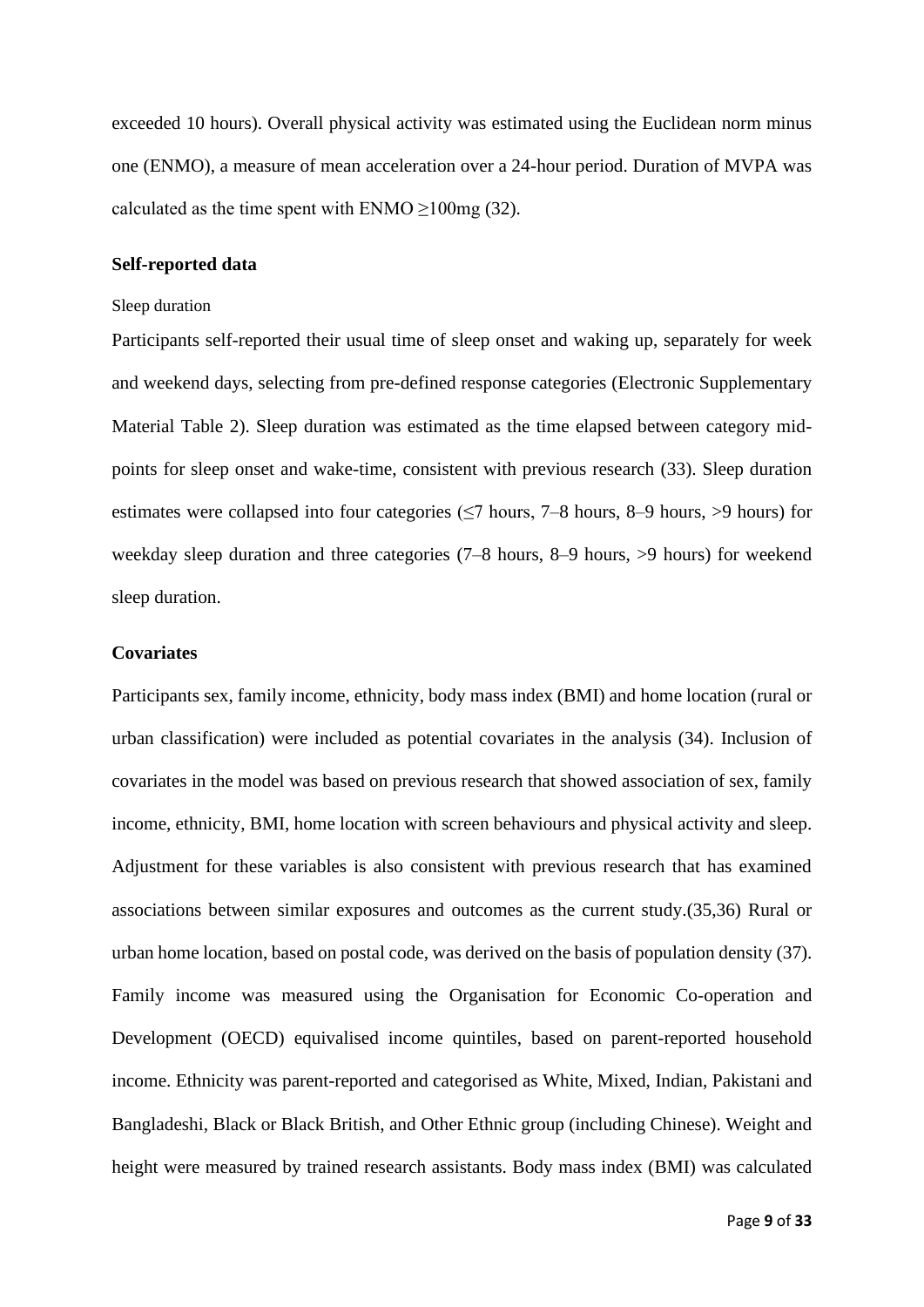exceeded 10 hours). Overall physical activity was estimated using the Euclidean norm minus one (ENMO), a measure of mean acceleration over a 24-hour period. Duration of MVPA was calculated as the time spent with ENMO ≥100mg (32).

### Self-reported data

Sleep duration

Participants self-reported their usual time of sleep onset and waking up, separately for week and weekend days, selecting from pre-defined response categories (Electronic Supplementary Material Table 2). Sleep duration was estimated as the time elapsed between category mid-points for sleep onset and wake-time, consistent with previous research (33). Sleep duration estimates were collapsed into four categories (≤7 hours, 7–8 hours, 8–9 hours, >9 hours) for weekday sleep duration and three categories (7–8 hours, 8–9 hours, >9 hours) for weekend sleep duration.

### Covariates

Participants sex, family income, ethnicity, body mass index (BMI) and home location (rural or urban classification) were included as potential covariates in the analysis (34). Inclusion of covariates in the model was based on previous research that showed association of sex, family income, ethnicity, BMI, home location with screen behaviours and physical activity and sleep. Adjustment for these variables is also consistent with previous research that has examined associations between similar exposures and outcomes as the current study.(35,36) Rural or urban home location, based on postal code, was derived on the basis of population density (37). Family income was measured using the Organisation for Economic Co-operation and Development (OECD) equivalised income quintiles, based on parent-reported household income. Ethnicity was parent-reported and categorised as White, Mixed, Indian, Pakistani and Bangladeshi, Black or Black British, and Other Ethnic group (including Chinese). Weight and height were measured by trained research assistants. Body mass index (BMI) was calculated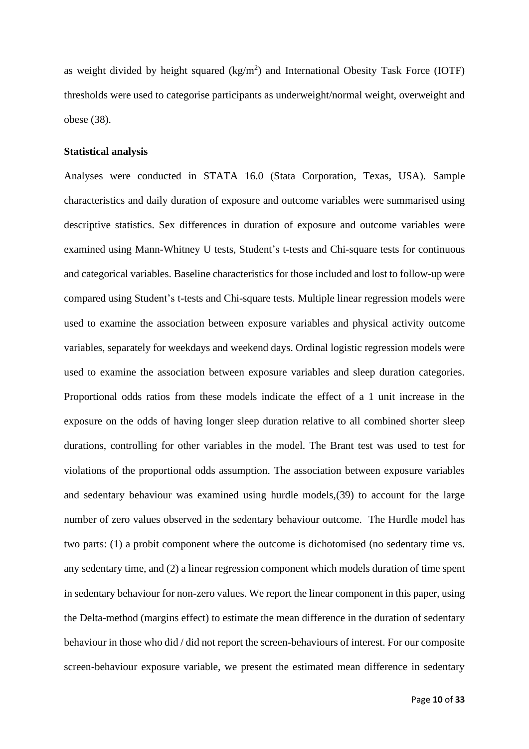as weight divided by height squared ($kg/m^2$) and International Obesity Task Force (IOTF) thresholds were used to categorise participants as underweight/normal weight, overweight and obese (38).

**Statistical analysis**

Analyses were conducted in STATA 16.0 (Stata Corporation, Texas, USA). Sample characteristics and daily duration of exposure and outcome variables were summarised using descriptive statistics. Sex differences in duration of exposure and outcome variables were examined using Mann-Whitney U tests, Student's t-tests and Chi-square tests for continuous and categorical variables. Baseline characteristics for those included and lost to follow-up were compared using Student's t-tests and Chi-square tests. Multiple linear regression models were used to examine the association between exposure variables and physical activity outcome variables, separately for weekdays and weekend days. Ordinal logistic regression models were used to examine the association between exposure variables and sleep duration categories. Proportional odds ratios from these models indicate the effect of a 1 unit increase in the exposure on the odds of having longer sleep duration relative to all combined shorter sleep durations, controlling for other variables in the model. The Brant test was used to test for violations of the proportional odds assumption. The association between exposure variables and sedentary behaviour was examined using hurdle models,(39) to account for the large number of zero values observed in the sedentary behaviour outcome. The Hurdle model has two parts: (1) a probit component where the outcome is dichotomised (no sedentary time vs. any sedentary time, and (2) a linear regression component which models duration of time spent in sedentary behaviour for non-zero values. We report the linear component in this paper, using the Delta-method (margins effect) to estimate the mean difference in the duration of sedentary behaviour in those who did / did not report the screen-behaviours of interest. For our composite screen-behaviour exposure variable, we present the estimated mean difference in sedentary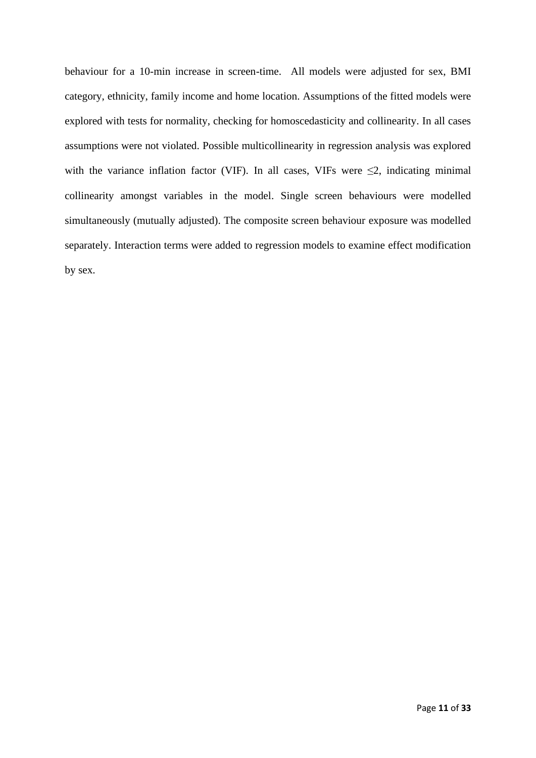behaviour for a 10-min increase in screen-time. All models were adjusted for sex, BMI category, ethnicity, family income and home location. Assumptions of the fitted models were explored with tests for normality, checking for homoscedasticity and collinearity. In all cases assumptions were not violated. Possible multicollinearity in regression analysis was explored with the variance inflation factor (VIF). In all cases, VIFs were $\leq 2$, indicating minimal collinearity amongst variables in the model. Single screen behaviours were modelled simultaneously (mutually adjusted). The composite screen behaviour exposure was modelled separately. Interaction terms were added to regression models to examine effect modification by sex.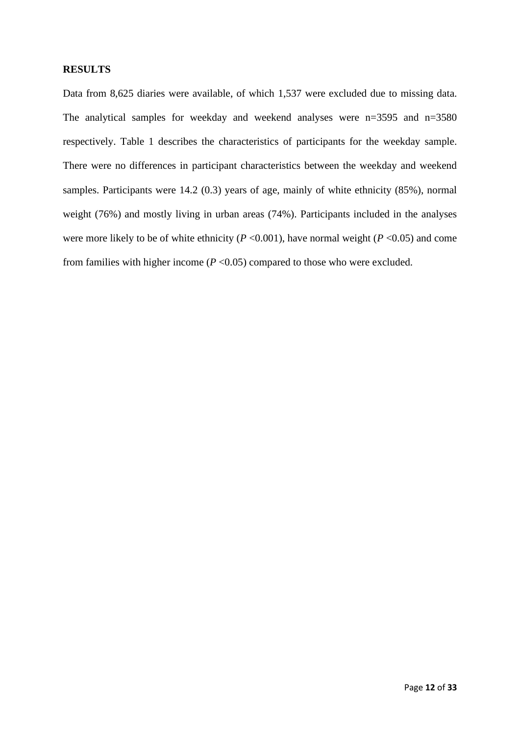## RESULTS

Data from 8,625 diaries were available, of which 1,537 were excluded due to missing data. The analytical samples for weekday and weekend analyses were n=3595 and n=3580 respectively. Table 1 describes the characteristics of participants for the weekday sample. There were no differences in participant characteristics between the weekday and weekend samples. Participants were 14.2 (0.3) years of age, mainly of white ethnicity (85%), normal weight (76%) and mostly living in urban areas (74%). Participants included in the analyses were more likely to be of white ethnicity ($P$ <0.001), have normal weight ($P$ <0.05) and come from families with higher income ($P$ <0.05) compared to those who were excluded.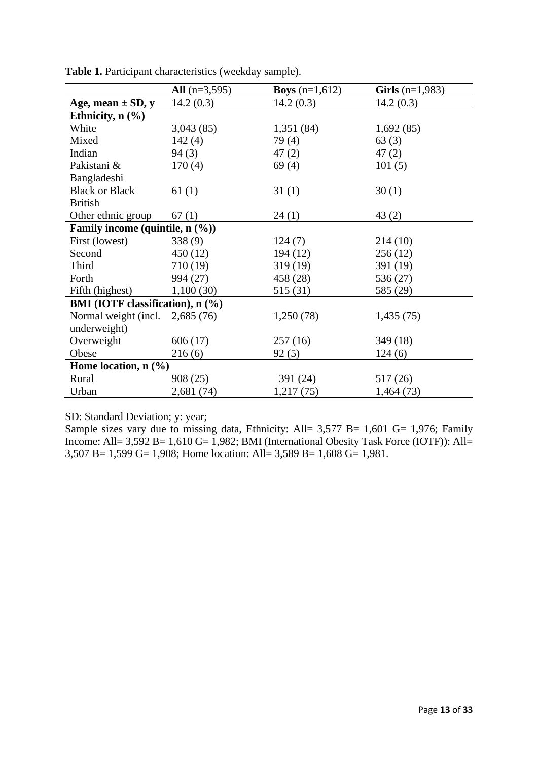**Table 1.** Participant characteristics (weekday sample).

| | **All** (n=3,595) | **Boys** (n=1,612) | **Girls** (n=1,983) |
|---|---|---|---|
| **Age, mean ± SD, y** | 14.2 (0.3) | 14.2 (0.3) | 14.2 (0.3) |
| **Ethnicity, n (%)** | | | |
| White | 3,043 (85) | 1,351 (84) | 1,692 (85) |
| Mixed | 142 (4) | 79 (4) | 63 (3) |
| Indian | 94 (3) | 47 (2) | 47 (2) |
| Pakistani & Bangladeshi | 170 (4) | 69 (4) | 101 (5) |
| Black or Black British | 61 (1) | 31 (1) | 30 (1) |
| Other ethnic group | 67 (1) | 24 (1) | 43 (2) |
| **Family income (quintile, n (%))** | | | |
| First (lowest) | 338 (9) | 124 (7) | 214 (10) |
| Second | 450 (12) | 194 (12) | 256 (12) |
| Third | 710 (19) | 319 (19) | 391 (19) |
| Forth | 994 (27) | 458 (28) | 536 (27) |
| Fifth (highest) | 1,100 (30) | 515 (31) | 585 (29) |
| **BMI (IOTF classification), n (%)** | | | |
| Normal weight (incl. underweight) | 2,685 (76) | 1,250 (78) | 1,435 (75) |
| Overweight | 606 (17) | 257 (16) | 349 (18) |
| Obese | 216 (6) | 92 (5) | 124 (6) |
| **Home location, n (%)** | | | |
| Rural | 908 (25) | 391 (24) | 517 (26) |
| Urban | 2,681 (74) | 1,217 (75) | 1,464 (73) |

SD: Standard Deviation; y: year;
Sample sizes vary due to missing data, Ethnicity: All= 3,577 B= 1,601 G= 1,976; Family Income: All= 3,592 B= 1,610 G= 1,982; BMI (International Obesity Task Force (IOTF)): All= 3,507 B= 1,599 G= 1,908; Home location: All= 3,589 B= 1,608 G= 1,981.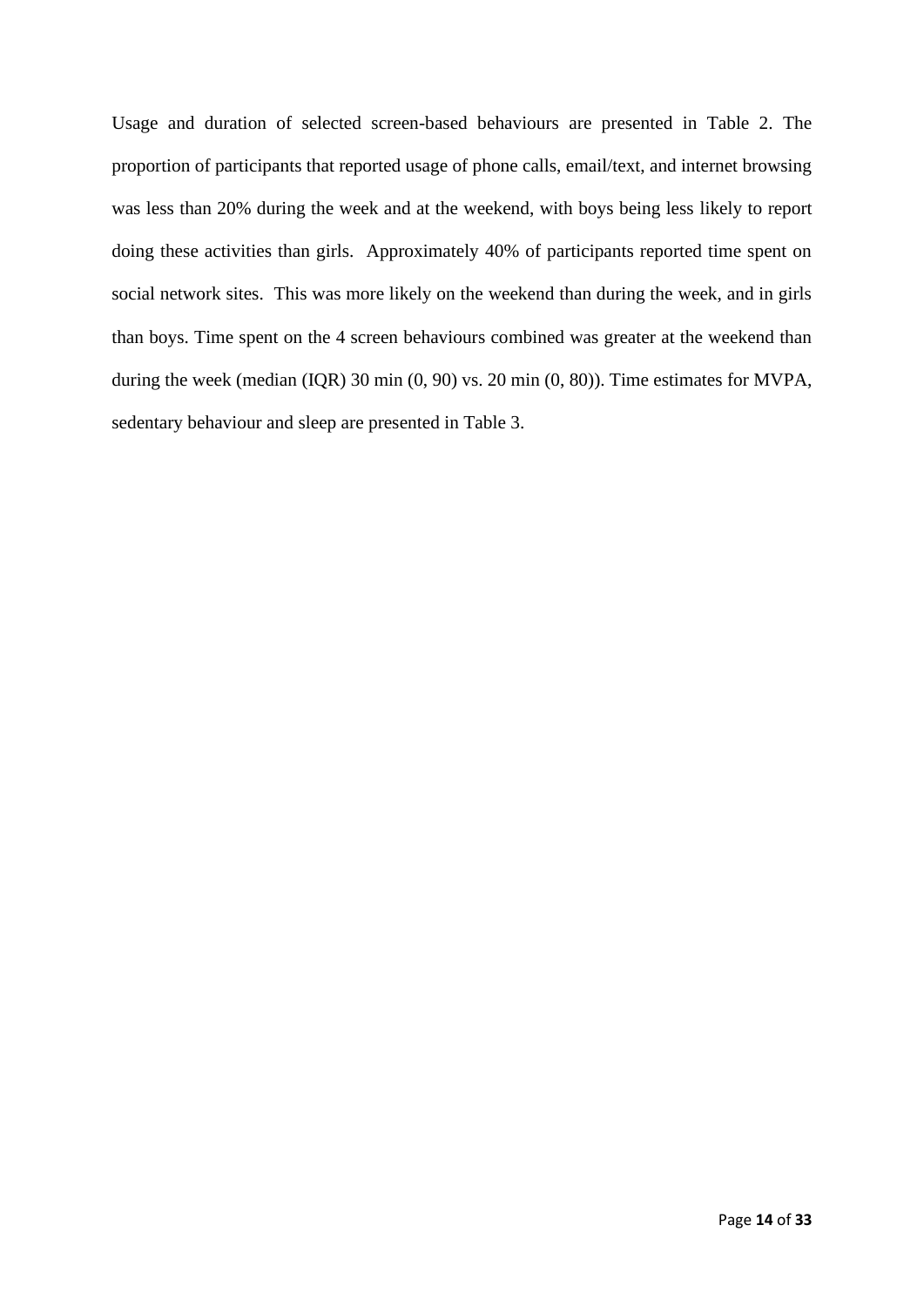Usage and duration of selected screen-based behaviours are presented in Table 2. The proportion of participants that reported usage of phone calls, email/text, and internet browsing was less than 20% during the week and at the weekend, with boys being less likely to report doing these activities than girls. Approximately 40% of participants reported time spent on social network sites. This was more likely on the weekend than during the week, and in girls than boys. Time spent on the 4 screen behaviours combined was greater at the weekend than during the week (median (IQR) 30 min (0, 90) vs. 20 min (0, 80)). Time estimates for MVPA, sedentary behaviour and sleep are presented in Table 3.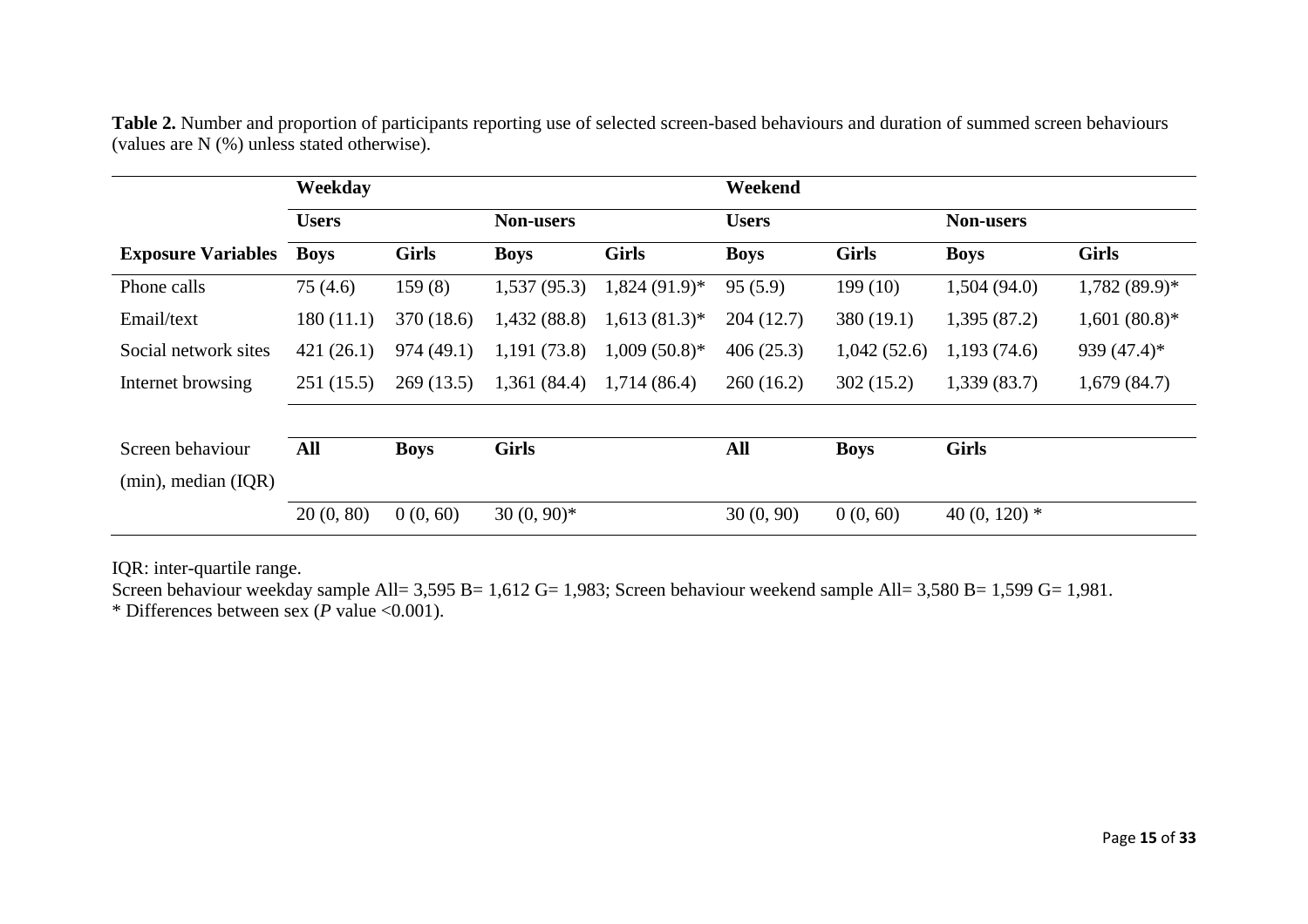**Table 2.** Number and proportion of participants reporting use of selected screen-based behaviours and duration of summed screen behaviours (values are N (%) unless stated otherwise).

| | Weekday | | | | Weekend | | | |
|---|---|---|---|---|---|---|---|---|
| | Users | | Non-users | | Users | | Non-users | |
| **Exposure Variables** | **Boys** | **Girls** | **Boys** | **Girls** | **Boys** | **Girls** | **Boys** | **Girls** |
| Phone calls | 75 (4.6) | 159 (8) | 1,537 (95.3) | 1,824 (91.9)* | 95 (5.9) | 199 (10) | 1,504 (94.0) | 1,782 (89.9)* |
| Email/text | 180 (11.1) | 370 (18.6) | 1,432 (88.8) | 1,613 (81.3)* | 204 (12.7) | 380 (19.1) | 1,395 (87.2) | 1,601 (80.8)* |
| Social network sites | 421 (26.1) | 974 (49.1) | 1,191 (73.8) | 1,009 (50.8)* | 406 (25.3) | 1,042 (52.6) | 1,193 (74.6) | 939 (47.4)* |
| Internet browsing | 251 (15.5) | 269 (13.5) | 1,361 (84.4) | 1,714 (86.4) | 260 (16.2) | 302 (15.2) | 1,339 (83.7) | 1,679 (84.7) |
| Screen behaviour (min), median (IQR) | **All** | **Boys** | **Girls** | | **All** | **Boys** | **Girls** | |
| | 20 (0, 80) | 0 (0, 60) | 30 (0, 90)* | | 30 (0, 90) | 0 (0, 60) | 40 (0, 120) * | |

IQR: inter-quartile range.
Screen behaviour weekday sample All= 3,595 B= 1,612 G= 1,983; Screen behaviour weekend sample All= 3,580 B= 1,599 G= 1,981.
* Differences between sex (*P* value <0.001).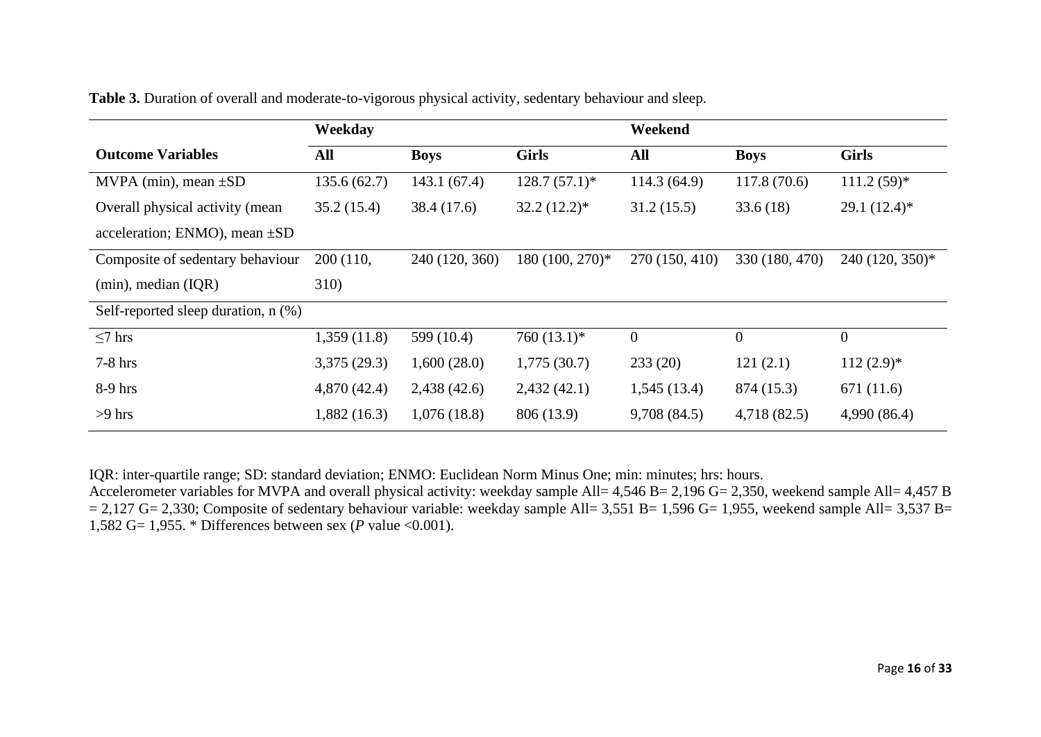**Table 3.** Duration of overall and moderate-to-vigorous physical activity, sedentary behaviour and sleep.

| | Weekday | | | Weekend | | |
|---|---|---|---|---|---|---|
| **Outcome Variables** | **All** | **Boys** | **Girls** | **All** | **Boys** | **Girls** |
| MVPA (min), mean ±SD | 135.6 (62.7) | 143.1 (67.4) | 128.7 (57.1)* | 114.3 (64.9) | 117.8 (70.6) | 111.2 (59)* |
| Overall physical activity (mean acceleration; ENMO), mean ±SD | 35.2 (15.4) | 38.4 (17.6) | 32.2 (12.2)* | 31.2 (15.5) | 33.6 (18) | 29.1 (12.4)* |
| Composite of sedentary behaviour (min), median (IQR) | 200 (110, 310) | 240 (120, 360) | 180 (100, 270)* | 270 (150, 410) | 330 (180, 470) | 240 (120, 350)* |
| Self-reported sleep duration, n (%) | | | | | | |
| ≤7 hrs | 1,359 (11.8) | 599 (10.4) | 760 (13.1)* | 0 | 0 | 0 |
| 7-8 hrs | 3,375 (29.3) | 1,600 (28.0) | 1,775 (30.7) | 233 (20) | 121 (2.1) | 112 (2.9)* |
| 8-9 hrs | 4,870 (42.4) | 2,438 (42.6) | 2,432 (42.1) | 1,545 (13.4) | 874 (15.3) | 671 (11.6) |
| >9 hrs | 1,882 (16.3) | 1,076 (18.8) | 806 (13.9) | 9,708 (84.5) | 4,718 (82.5) | 4,990 (86.4) |

IQR: inter-quartile range; SD: standard deviation; ENMO: Euclidean Norm Minus One; min: minutes; hrs: hours.
Accelerometer variables for MVPA and overall physical activity: weekday sample All= 4,546 B= 2,196 G= 2,350, weekend sample All= 4,457 B = 2,127 G= 2,330; Composite of sedentary behaviour variable: weekday sample All= 3,551 B= 1,596 G= 1,955, weekend sample All= 3,537 B= 1,582 G= 1,955. * Differences between sex (*P* value <0.001).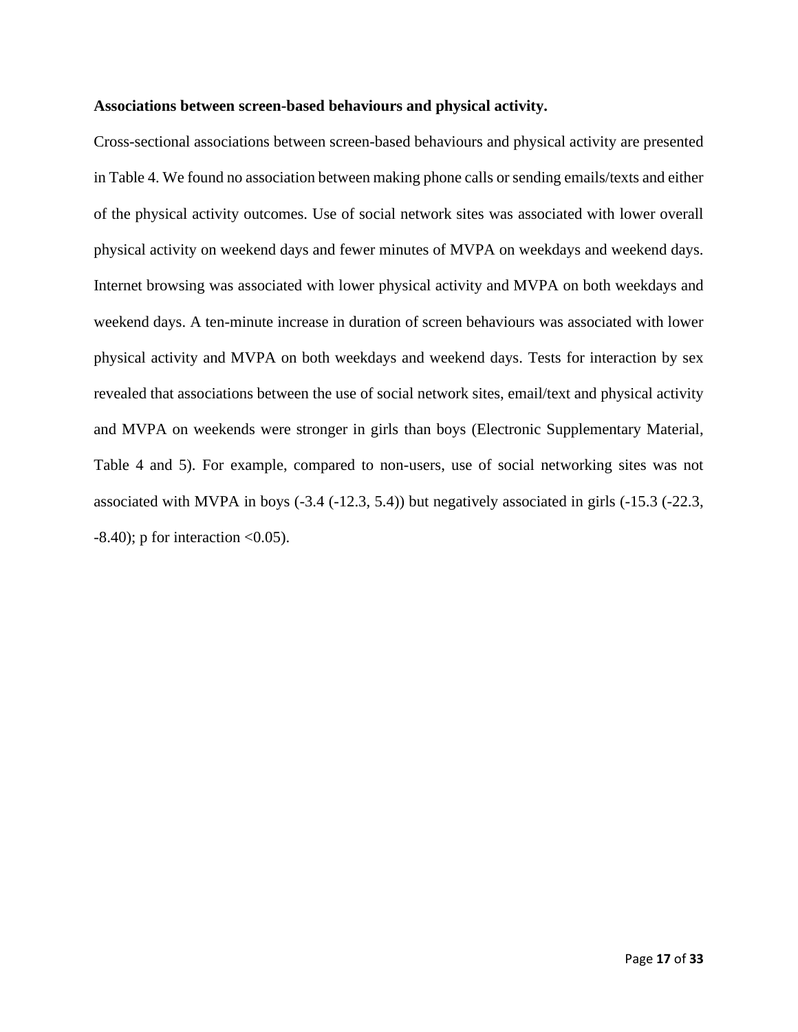**Associations between screen-based behaviours and physical activity.**

Cross-sectional associations between screen-based behaviours and physical activity are presented in Table 4. We found no association between making phone calls or sending emails/texts and either of the physical activity outcomes. Use of social network sites was associated with lower overall physical activity on weekend days and fewer minutes of MVPA on weekdays and weekend days. Internet browsing was associated with lower physical activity and MVPA on both weekdays and weekend days. A ten-minute increase in duration of screen behaviours was associated with lower physical activity and MVPA on both weekdays and weekend days. Tests for interaction by sex revealed that associations between the use of social network sites, email/text and physical activity and MVPA on weekends were stronger in girls than boys (Electronic Supplementary Material, Table 4 and 5). For example, compared to non-users, use of social networking sites was not associated with MVPA in boys (-3.4 (-12.3, 5.4)) but negatively associated in girls (-15.3 (-22.3, -8.40); p for interaction <0.05).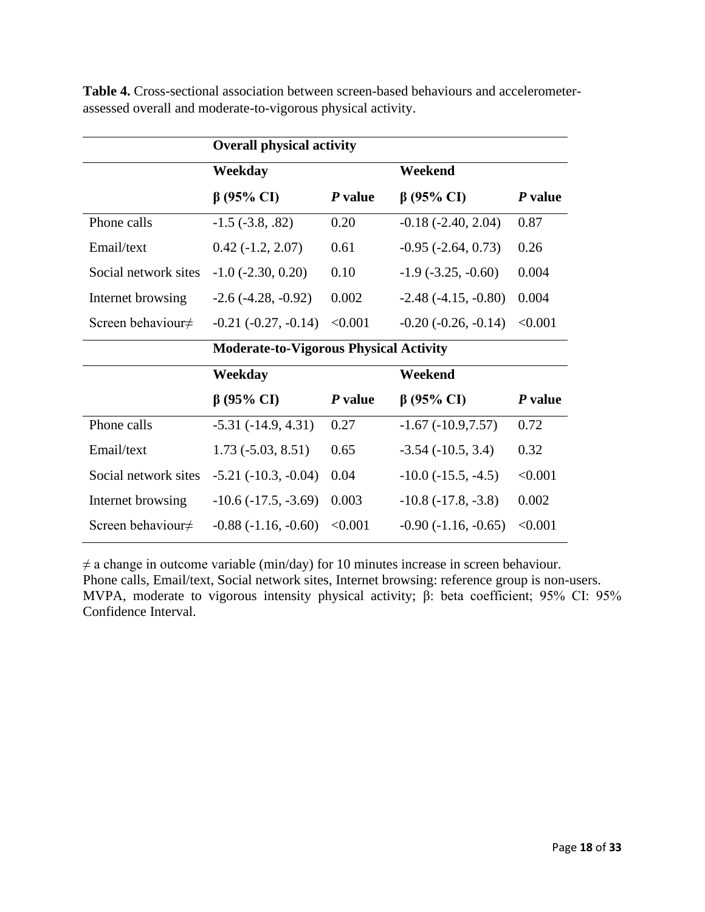**Table 4.** Cross-sectional association between screen-based behaviours and accelerometer-assessed overall and moderate-to-vigorous physical activity.

| | **Overall physical activity** | | | |
|---|---|---|---|---|
| | **Weekday** | | **Weekend** | |
| | **β (95% CI)** | ***P* value** | **β (95% CI)** | ***P* value** |
| Phone calls | -1.5 (-3.8, .82) | 0.20 | -0.18 (-2.40, 2.04) | 0.87 |
| Email/text | 0.42 (-1.2, 2.07) | 0.61 | -0.95 (-2.64, 0.73) | 0.26 |
| Social network sites | -1.0 (-2.30, 0.20) | 0.10 | -1.9 (-3.25, -0.60) | 0.004 |
| Internet browsing | -2.6 (-4.28, -0.92) | 0.002 | -2.48 (-4.15, -0.80) | 0.004 |
| Screen behaviour≠ | -0.21 (-0.27, -0.14) | <0.001 | -0.20 (-0.26, -0.14) | <0.001 |
| | **Moderate-to-Vigorous Physical Activity** | | | |
| | **Weekday** | | **Weekend** | |
| | **β (95% CI)** | ***P* value** | **β (95% CI)** | ***P* value** |
| Phone calls | -5.31 (-14.9, 4.31) | 0.27 | -1.67 (-10.9,7.57) | 0.72 |
| Email/text | 1.73 (-5.03, 8.51) | 0.65 | -3.54 (-10.5, 3.4) | 0.32 |
| Social network sites | -5.21 (-10.3, -0.04) | 0.04 | -10.0 (-15.5, -4.5) | <0.001 |
| Internet browsing | -10.6 (-17.5, -3.69) | 0.003 | -10.8 (-17.8, -3.8) | 0.002 |
| Screen behaviour≠ | -0.88 (-1.16, -0.60) | <0.001 | -0.90 (-1.16, -0.65) | <0.001 |

≠ a change in outcome variable (min/day) for 10 minutes increase in screen behaviour.
Phone calls, Email/text, Social network sites, Internet browsing: reference group is non-users.
MVPA, moderate to vigorous intensity physical activity; β: beta coefficient; 95% CI: 95% Confidence Interval.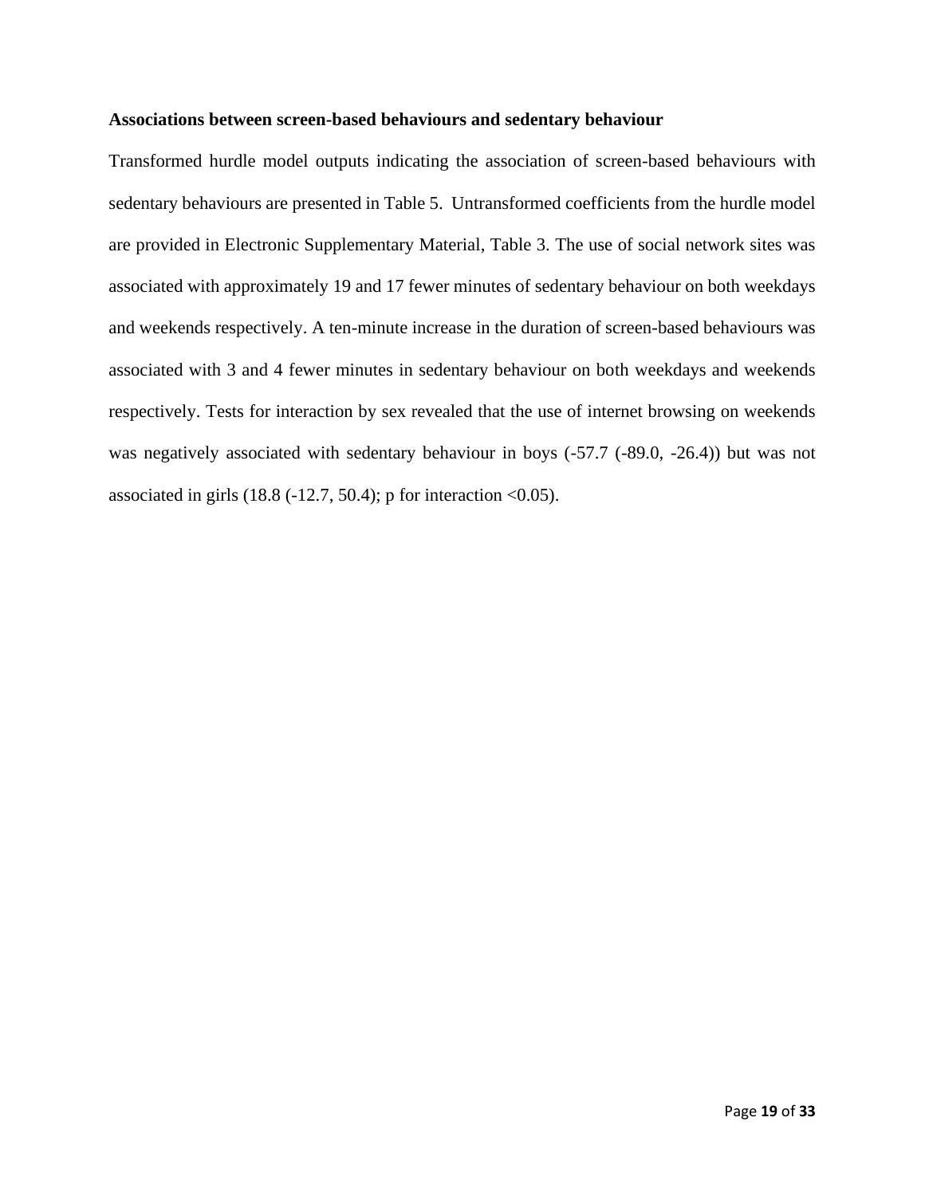### Associations between screen-based behaviours and sedentary behaviour

Transformed hurdle model outputs indicating the association of screen-based behaviours with sedentary behaviours are presented in Table 5. Untransformed coefficients from the hurdle model are provided in Electronic Supplementary Material, Table 3. The use of social network sites was associated with approximately 19 and 17 fewer minutes of sedentary behaviour on both weekdays and weekends respectively. A ten-minute increase in the duration of screen-based behaviours was associated with 3 and 4 fewer minutes in sedentary behaviour on both weekdays and weekends respectively. Tests for interaction by sex revealed that the use of internet browsing on weekends was negatively associated with sedentary behaviour in boys (-57.7 (-89.0, -26.4)) but was not associated in girls (18.8 (-12.7, 50.4); p for interaction <0.05).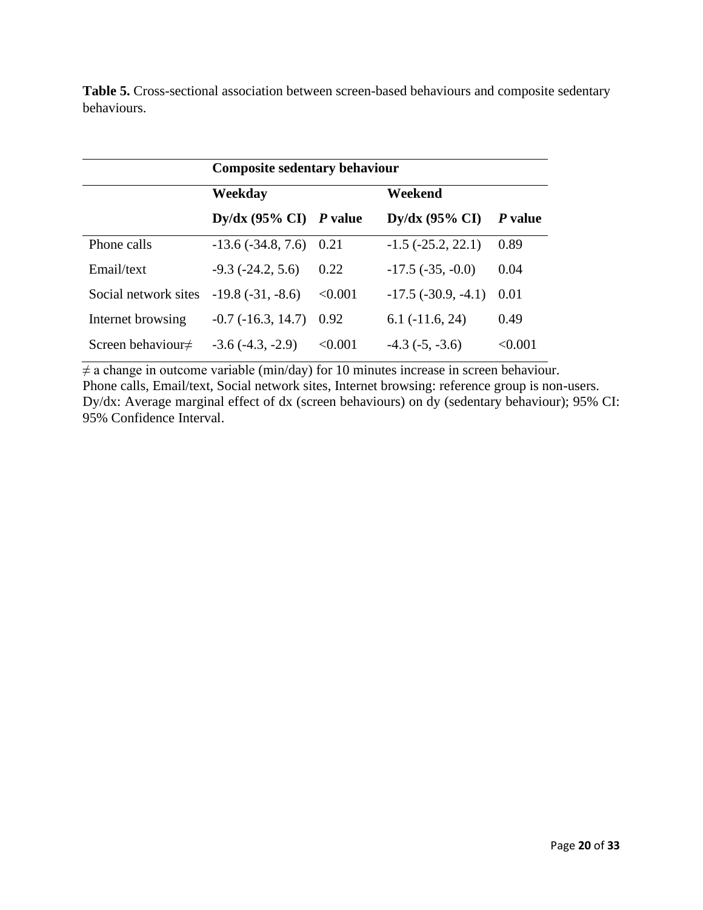**Table 5.** Cross-sectional association between screen-based behaviours and composite sedentary behaviours.

| | Composite sedentary behaviour | | | |
|---|---|---|---|---|
| | **Weekday** | | **Weekend** | |
| | **Dy/dx (95% CI)** | ***P* value** | **Dy/dx (95% CI)** | ***P* value** |
| Phone calls | -13.6 (-34.8, 7.6) | 0.21 | -1.5 (-25.2, 22.1) | 0.89 |
| Email/text | -9.3 (-24.2, 5.6) | 0.22 | -17.5 (-35, -0.0) | 0.04 |
| Social network sites | -19.8 (-31, -8.6) | <0.001 | -17.5 (-30.9, -4.1) | 0.01 |
| Internet browsing | -0.7 (-16.3, 14.7) | 0.92 | 6.1 (-11.6, 24) | 0.49 |
| Screen behaviour≠ | -3.6 (-4.3, -2.9) | <0.001 | -4.3 (-5, -3.6) | <0.001 |

≠ a change in outcome variable (min/day) for 10 minutes increase in screen behaviour.
Phone calls, Email/text, Social network sites, Internet browsing: reference group is non-users.
Dy/dx: Average marginal effect of dx (screen behaviours) on dy (sedentary behaviour); 95% CI: 95% Confidence Interval.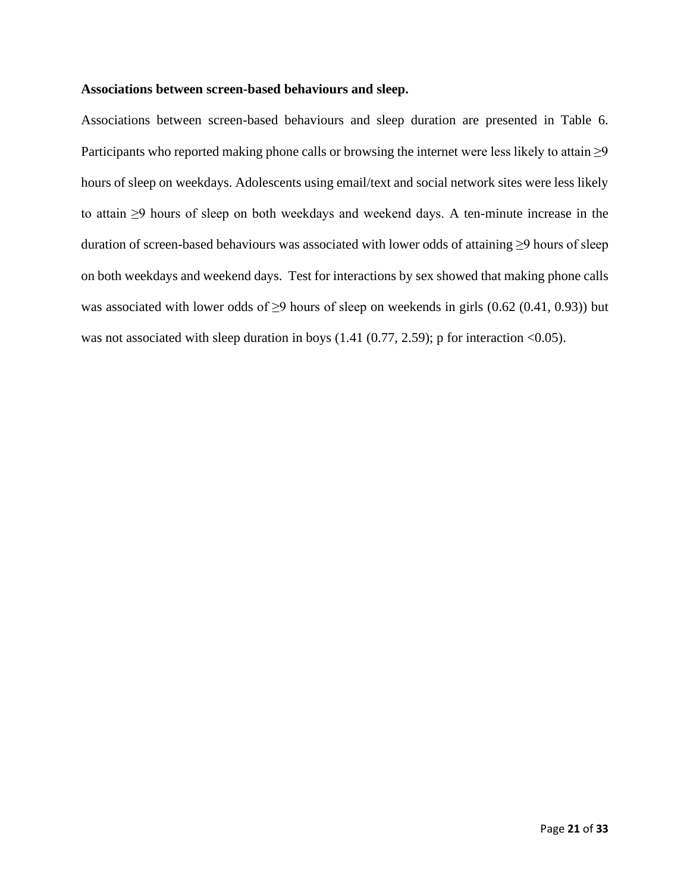**Associations between screen-based behaviours and sleep.**

Associations between screen-based behaviours and sleep duration are presented in Table 6. Participants who reported making phone calls or browsing the internet were less likely to attain ≥9 hours of sleep on weekdays. Adolescents using email/text and social network sites were less likely to attain ≥9 hours of sleep on both weekdays and weekend days. A ten-minute increase in the duration of screen-based behaviours was associated with lower odds of attaining ≥9 hours of sleep on both weekdays and weekend days. Test for interactions by sex showed that making phone calls was associated with lower odds of ≥9 hours of sleep on weekends in girls (0.62 (0.41, 0.93)) but was not associated with sleep duration in boys (1.41 (0.77, 2.59); p for interaction <0.05).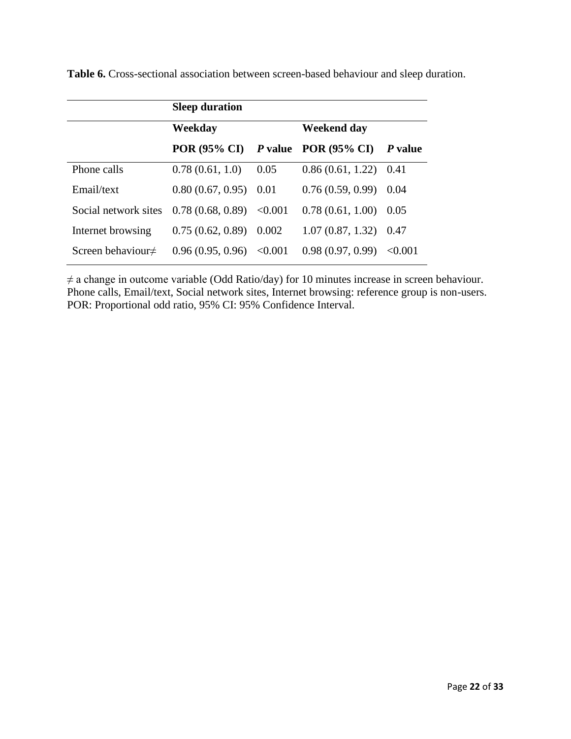**Table 6.** Cross-sectional association between screen-based behaviour and sleep duration.

| | Sleep duration | | | |
|---|---|---|---|---|
| | Weekday | | Weekend day | |
| | **POR (95% CI)** | ***P* value** | **POR (95% CI)** | ***P* value** |
| Phone calls | 0.78 (0.61, 1.0) | 0.05 | 0.86 (0.61, 1.22) | 0.41 |
| Email/text | 0.80 (0.67, 0.95) | 0.01 | 0.76 (0.59, 0.99) | 0.04 |
| Social network sites | 0.78 (0.68, 0.89) | <0.001 | 0.78 (0.61, 1.00) | 0.05 |
| Internet browsing | 0.75 (0.62, 0.89) | 0.002 | 1.07 (0.87, 1.32) | 0.47 |
| Screen behaviour≠ | 0.96 (0.95, 0.96) | <0.001 | 0.98 (0.97, 0.99) | <0.001 |

≠ a change in outcome variable (Odd Ratio/day) for 10 minutes increase in screen behaviour.
Phone calls, Email/text, Social network sites, Internet browsing: reference group is non-users.
POR: Proportional odd ratio, 95% CI: 95% Confidence Interval.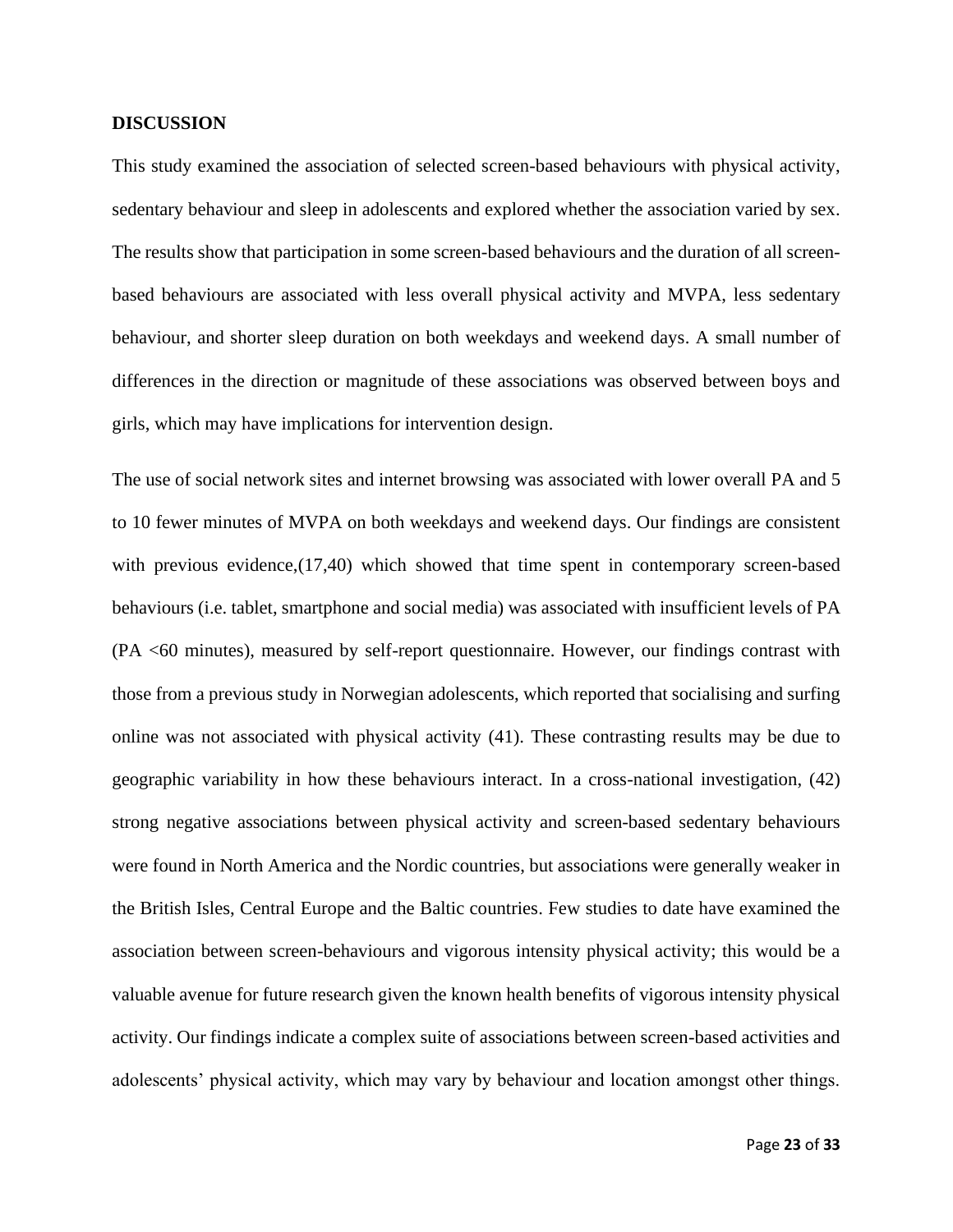**DISCUSSION**

This study examined the association of selected screen-based behaviours with physical activity, sedentary behaviour and sleep in adolescents and explored whether the association varied by sex. The results show that participation in some screen-based behaviours and the duration of all screen-based behaviours are associated with less overall physical activity and MVPA, less sedentary behaviour, and shorter sleep duration on both weekdays and weekend days. A small number of differences in the direction or magnitude of these associations was observed between boys and girls, which may have implications for intervention design.

The use of social network sites and internet browsing was associated with lower overall PA and 5 to 10 fewer minutes of MVPA on both weekdays and weekend days. Our findings are consistent with previous evidence,(17,40) which showed that time spent in contemporary screen-based behaviours (i.e. tablet, smartphone and social media) was associated with insufficient levels of PA (PA <60 minutes), measured by self-report questionnaire. However, our findings contrast with those from a previous study in Norwegian adolescents, which reported that socialising and surfing online was not associated with physical activity (41). These contrasting results may be due to geographic variability in how these behaviours interact. In a cross-national investigation, (42) strong negative associations between physical activity and screen-based sedentary behaviours were found in North America and the Nordic countries, but associations were generally weaker in the British Isles, Central Europe and the Baltic countries. Few studies to date have examined the association between screen-behaviours and vigorous intensity physical activity; this would be a valuable avenue for future research given the known health benefits of vigorous intensity physical activity. Our findings indicate a complex suite of associations between screen-based activities and adolescents' physical activity, which may vary by behaviour and location amongst other things.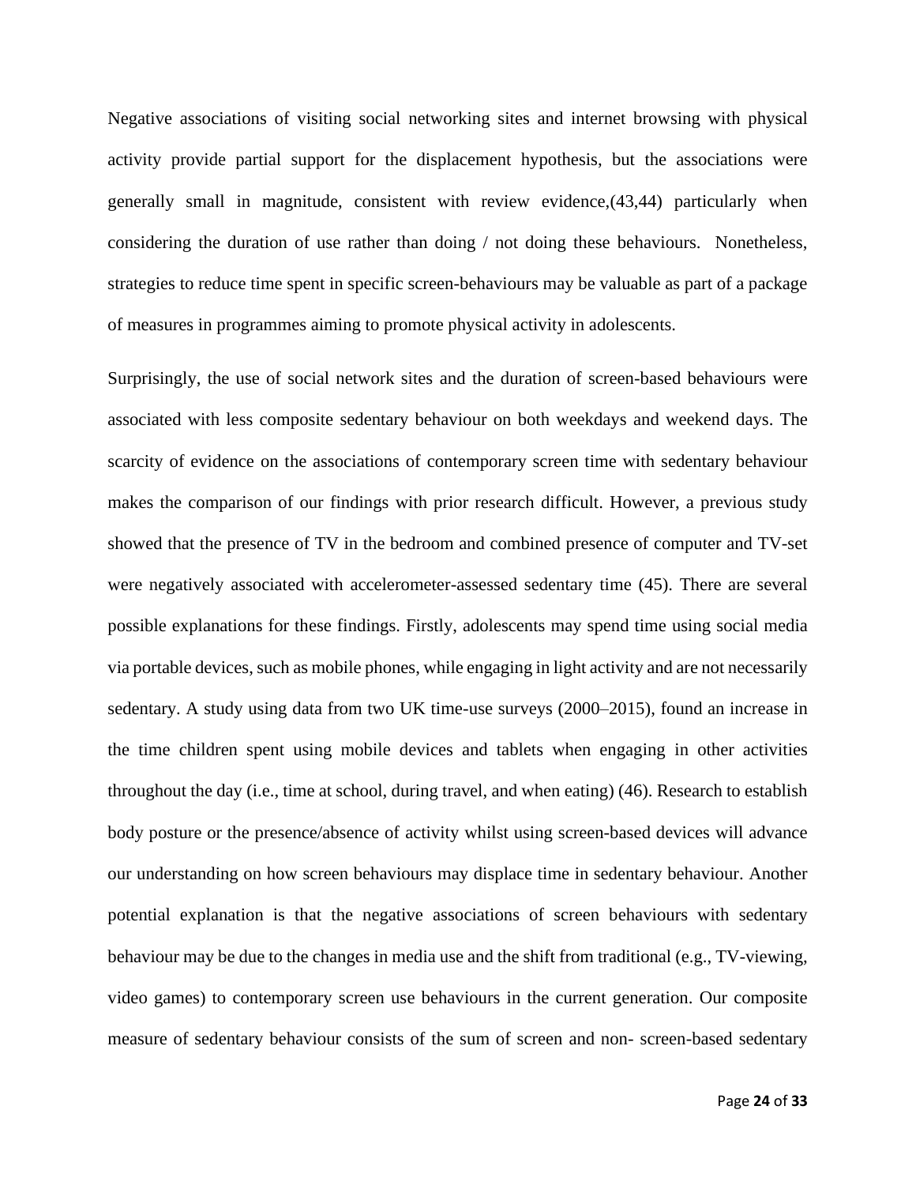Negative associations of visiting social networking sites and internet browsing with physical activity provide partial support for the displacement hypothesis, but the associations were generally small in magnitude, consistent with review evidence,(43,44) particularly when considering the duration of use rather than doing / not doing these behaviours. Nonetheless, strategies to reduce time spent in specific screen-behaviours may be valuable as part of a package of measures in programmes aiming to promote physical activity in adolescents.

Surprisingly, the use of social network sites and the duration of screen-based behaviours were associated with less composite sedentary behaviour on both weekdays and weekend days. The scarcity of evidence on the associations of contemporary screen time with sedentary behaviour makes the comparison of our findings with prior research difficult. However, a previous study showed that the presence of TV in the bedroom and combined presence of computer and TV-set were negatively associated with accelerometer-assessed sedentary time (45). There are several possible explanations for these findings. Firstly, adolescents may spend time using social media via portable devices, such as mobile phones, while engaging in light activity and are not necessarily sedentary. A study using data from two UK time-use surveys (2000–2015), found an increase in the time children spent using mobile devices and tablets when engaging in other activities throughout the day (i.e., time at school, during travel, and when eating) (46). Research to establish body posture or the presence/absence of activity whilst using screen-based devices will advance our understanding on how screen behaviours may displace time in sedentary behaviour. Another potential explanation is that the negative associations of screen behaviours with sedentary behaviour may be due to the changes in media use and the shift from traditional (e.g., TV-viewing, video games) to contemporary screen use behaviours in the current generation. Our composite measure of sedentary behaviour consists of the sum of screen and non- screen-based sedentary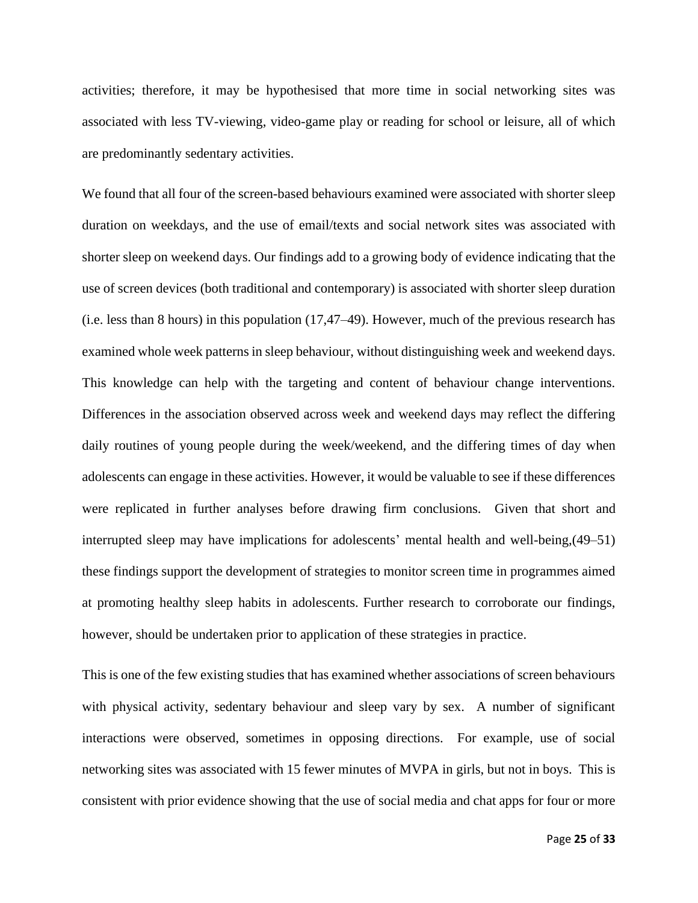activities; therefore, it may be hypothesised that more time in social networking sites was associated with less TV-viewing, video-game play or reading for school or leisure, all of which are predominantly sedentary activities.

We found that all four of the screen-based behaviours examined were associated with shorter sleep duration on weekdays, and the use of email/texts and social network sites was associated with shorter sleep on weekend days. Our findings add to a growing body of evidence indicating that the use of screen devices (both traditional and contemporary) is associated with shorter sleep duration (i.e. less than 8 hours) in this population (17,47–49). However, much of the previous research has examined whole week patterns in sleep behaviour, without distinguishing week and weekend days. This knowledge can help with the targeting and content of behaviour change interventions. Differences in the association observed across week and weekend days may reflect the differing daily routines of young people during the week/weekend, and the differing times of day when adolescents can engage in these activities. However, it would be valuable to see if these differences were replicated in further analyses before drawing firm conclusions. Given that short and interrupted sleep may have implications for adolescents' mental health and well-being,(49–51) these findings support the development of strategies to monitor screen time in programmes aimed at promoting healthy sleep habits in adolescents. Further research to corroborate our findings, however, should be undertaken prior to application of these strategies in practice.

This is one of the few existing studies that has examined whether associations of screen behaviours with physical activity, sedentary behaviour and sleep vary by sex. A number of significant interactions were observed, sometimes in opposing directions. For example, use of social networking sites was associated with 15 fewer minutes of MVPA in girls, but not in boys. This is consistent with prior evidence showing that the use of social media and chat apps for four or more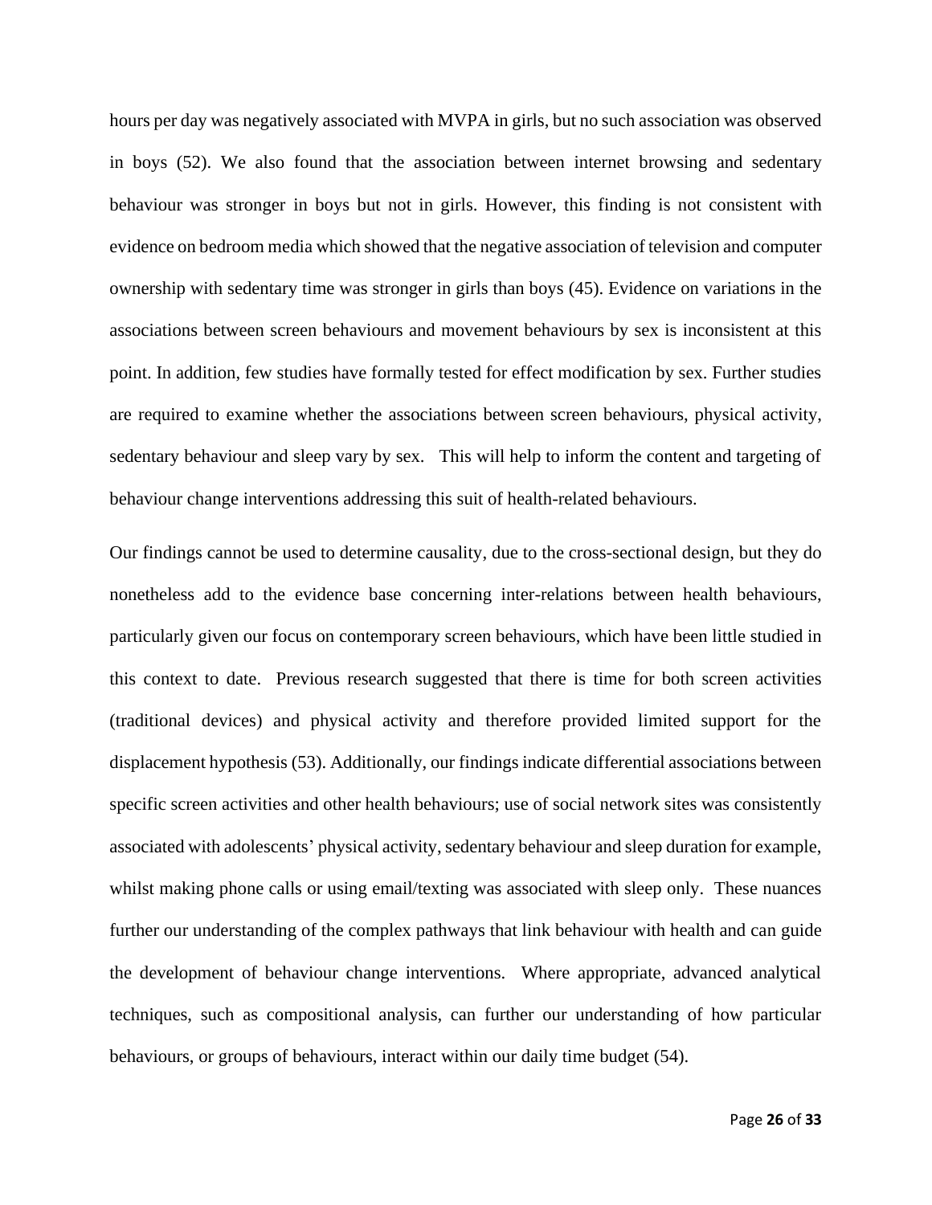hours per day was negatively associated with MVPA in girls, but no such association was observed in boys (52). We also found that the association between internet browsing and sedentary behaviour was stronger in boys but not in girls. However, this finding is not consistent with evidence on bedroom media which showed that the negative association of television and computer ownership with sedentary time was stronger in girls than boys (45). Evidence on variations in the associations between screen behaviours and movement behaviours by sex is inconsistent at this point. In addition, few studies have formally tested for effect modification by sex. Further studies are required to examine whether the associations between screen behaviours, physical activity, sedentary behaviour and sleep vary by sex. This will help to inform the content and targeting of behaviour change interventions addressing this suit of health-related behaviours.

Our findings cannot be used to determine causality, due to the cross-sectional design, but they do nonetheless add to the evidence base concerning inter-relations between health behaviours, particularly given our focus on contemporary screen behaviours, which have been little studied in this context to date. Previous research suggested that there is time for both screen activities (traditional devices) and physical activity and therefore provided limited support for the displacement hypothesis (53). Additionally, our findings indicate differential associations between specific screen activities and other health behaviours; use of social network sites was consistently associated with adolescents' physical activity, sedentary behaviour and sleep duration for example, whilst making phone calls or using email/texting was associated with sleep only. These nuances further our understanding of the complex pathways that link behaviour with health and can guide the development of behaviour change interventions. Where appropriate, advanced analytical techniques, such as compositional analysis, can further our understanding of how particular behaviours, or groups of behaviours, interact within our daily time budget (54).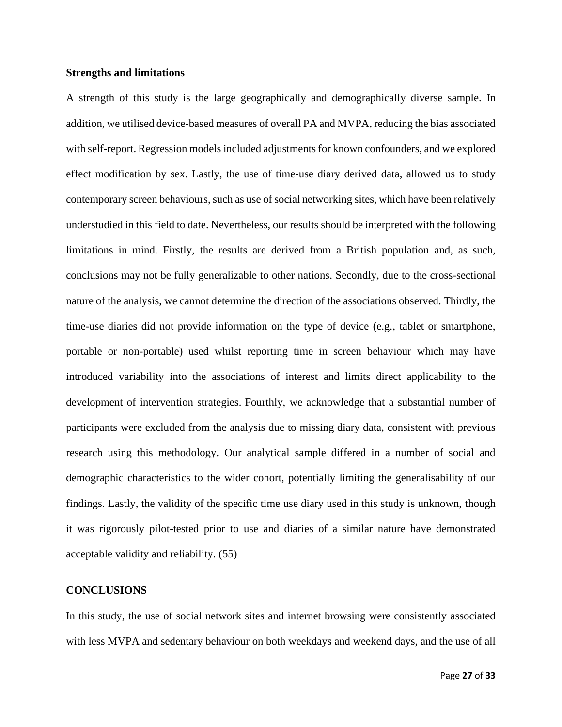**Strengths and limitations**

A strength of this study is the large geographically and demographically diverse sample. In addition, we utilised device-based measures of overall PA and MVPA, reducing the bias associated with self-report. Regression models included adjustments for known confounders, and we explored effect modification by sex. Lastly, the use of time-use diary derived data, allowed us to study contemporary screen behaviours, such as use of social networking sites, which have been relatively understudied in this field to date. Nevertheless, our results should be interpreted with the following limitations in mind. Firstly, the results are derived from a British population and, as such, conclusions may not be fully generalizable to other nations. Secondly, due to the cross-sectional nature of the analysis, we cannot determine the direction of the associations observed. Thirdly, the time-use diaries did not provide information on the type of device (e.g., tablet or smartphone, portable or non-portable) used whilst reporting time in screen behaviour which may have introduced variability into the associations of interest and limits direct applicability to the development of intervention strategies. Fourthly, we acknowledge that a substantial number of participants were excluded from the analysis due to missing diary data, consistent with previous research using this methodology. Our analytical sample differed in a number of social and demographic characteristics to the wider cohort, potentially limiting the generalisability of our findings. Lastly, the validity of the specific time use diary used in this study is unknown, though it was rigorously pilot-tested prior to use and diaries of a similar nature have demonstrated acceptable validity and reliability. (55)

**CONCLUSIONS**

In this study, the use of social network sites and internet browsing were consistently associated with less MVPA and sedentary behaviour on both weekdays and weekend days, and the use of all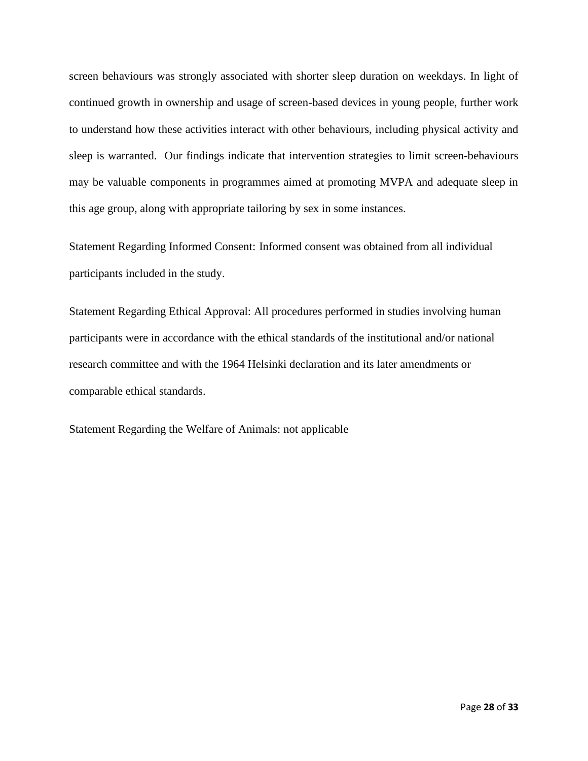screen behaviours was strongly associated with shorter sleep duration on weekdays. In light of continued growth in ownership and usage of screen-based devices in young people, further work to understand how these activities interact with other behaviours, including physical activity and sleep is warranted. Our findings indicate that intervention strategies to limit screen-behaviours may be valuable components in programmes aimed at promoting MVPA and adequate sleep in this age group, along with appropriate tailoring by sex in some instances.

Statement Regarding Informed Consent: Informed consent was obtained from all individual participants included in the study.

Statement Regarding Ethical Approval: All procedures performed in studies involving human participants were in accordance with the ethical standards of the institutional and/or national research committee and with the 1964 Helsinki declaration and its later amendments or comparable ethical standards.

Statement Regarding the Welfare of Animals: not applicable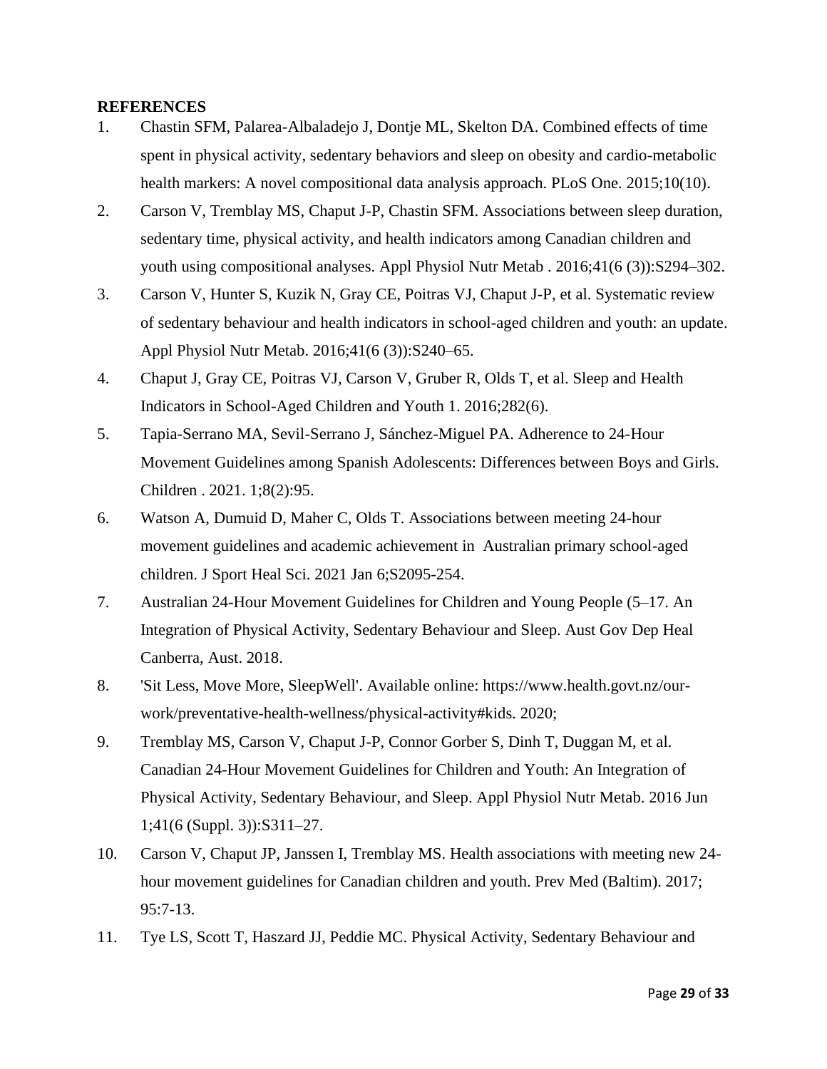**REFERENCES**

1. Chastin SFM, Palarea-Albaladejo J, Dontje ML, Skelton DA. Combined effects of time spent in physical activity, sedentary behaviors and sleep on obesity and cardio-metabolic health markers: A novel compositional data analysis approach. PLoS One. 2015;10(10).
2. Carson V, Tremblay MS, Chaput J-P, Chastin SFM. Associations between sleep duration, sedentary time, physical activity, and health indicators among Canadian children and youth using compositional analyses. Appl Physiol Nutr Metab . 2016;41(6 (3)):S294–302.
3. Carson V, Hunter S, Kuzik N, Gray CE, Poitras VJ, Chaput J-P, et al. Systematic review of sedentary behaviour and health indicators in school-aged children and youth: an update. Appl Physiol Nutr Metab. 2016;41(6 (3)):S240–65.
4. Chaput J, Gray CE, Poitras VJ, Carson V, Gruber R, Olds T, et al. Sleep and Health Indicators in School-Aged Children and Youth 1. 2016;282(6).
5. Tapia-Serrano MA, Sevil-Serrano J, Sánchez-Miguel PA. Adherence to 24-Hour Movement Guidelines among Spanish Adolescents: Differences between Boys and Girls. Children . 2021. 1;8(2):95.
6. Watson A, Dumuid D, Maher C, Olds T. Associations between meeting 24-hour movement guidelines and academic achievement in Australian primary school-aged children. J Sport Heal Sci. 2021 Jan 6;S2095-254.
7. Australian 24-Hour Movement Guidelines for Children and Young People (5–17. An Integration of Physical Activity, Sedentary Behaviour and Sleep. Aust Gov Dep Heal Canberra, Aust. 2018.
8. 'Sit Less, Move More, SleepWell'. Available online: https://www.health.govt.nz/our-work/preventative-health-wellness/physical-activity#kids. 2020;
9. Tremblay MS, Carson V, Chaput J-P, Connor Gorber S, Dinh T, Duggan M, et al. Canadian 24-Hour Movement Guidelines for Children and Youth: An Integration of Physical Activity, Sedentary Behaviour, and Sleep. Appl Physiol Nutr Metab. 2016 Jun 1;41(6 (Suppl. 3)):S311–27.
10. Carson V, Chaput JP, Janssen I, Tremblay MS. Health associations with meeting new 24-hour movement guidelines for Canadian children and youth. Prev Med (Baltim). 2017; 95:7-13.
11. Tye LS, Scott T, Haszard JJ, Peddie MC. Physical Activity, Sedentary Behaviour and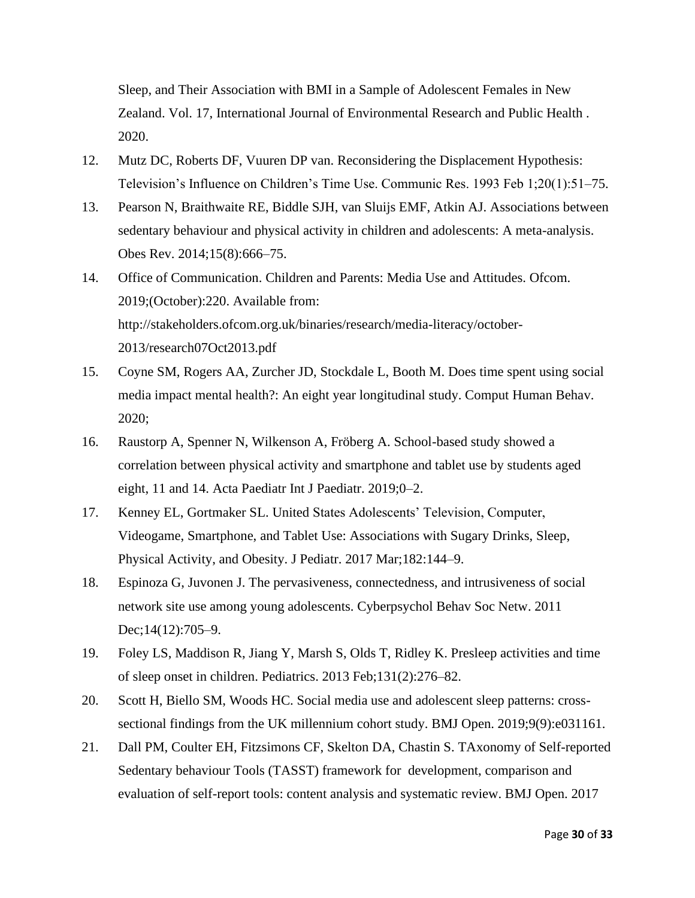Sleep, and Their Association with BMI in a Sample of Adolescent Females in New Zealand. Vol. 17, International Journal of Environmental Research and Public Health . 2020.

12. Mutz DC, Roberts DF, Vuuren DP van. Reconsidering the Displacement Hypothesis: Television's Influence on Children's Time Use. Communic Res. 1993 Feb 1;20(1):51–75.
13. Pearson N, Braithwaite RE, Biddle SJH, van Sluijs EMF, Atkin AJ. Associations between sedentary behaviour and physical activity in children and adolescents: A meta-analysis. Obes Rev. 2014;15(8):666–75.
14. Office of Communication. Children and Parents: Media Use and Attitudes. Ofcom. 2019;(October):220. Available from: http://stakeholders.ofcom.org.uk/binaries/research/media-literacy/october-2013/research07Oct2013.pdf
15. Coyne SM, Rogers AA, Zurcher JD, Stockdale L, Booth M. Does time spent using social media impact mental health?: An eight year longitudinal study. Comput Human Behav. 2020;
16. Raustorp A, Spenner N, Wilkenson A, Fröberg A. School-based study showed a correlation between physical activity and smartphone and tablet use by students aged eight, 11 and 14. Acta Paediatr Int J Paediatr. 2019;0–2.
17. Kenney EL, Gortmaker SL. United States Adolescents' Television, Computer, Videogame, Smartphone, and Tablet Use: Associations with Sugary Drinks, Sleep, Physical Activity, and Obesity. J Pediatr. 2017 Mar;182:144–9.
18. Espinoza G, Juvonen J. The pervasiveness, connectedness, and intrusiveness of social network site use among young adolescents. Cyberpsychol Behav Soc Netw. 2011 Dec;14(12):705–9.
19. Foley LS, Maddison R, Jiang Y, Marsh S, Olds T, Ridley K. Presleep activities and time of sleep onset in children. Pediatrics. 2013 Feb;131(2):276–82.
20. Scott H, Biello SM, Woods HC. Social media use and adolescent sleep patterns: cross-sectional findings from the UK millennium cohort study. BMJ Open. 2019;9(9):e031161.
21. Dall PM, Coulter EH, Fitzsimons CF, Skelton DA, Chastin S. TAxonomy of Self-reported Sedentary behaviour Tools (TASST) framework for development, comparison and evaluation of self-report tools: content analysis and systematic review. BMJ Open. 2017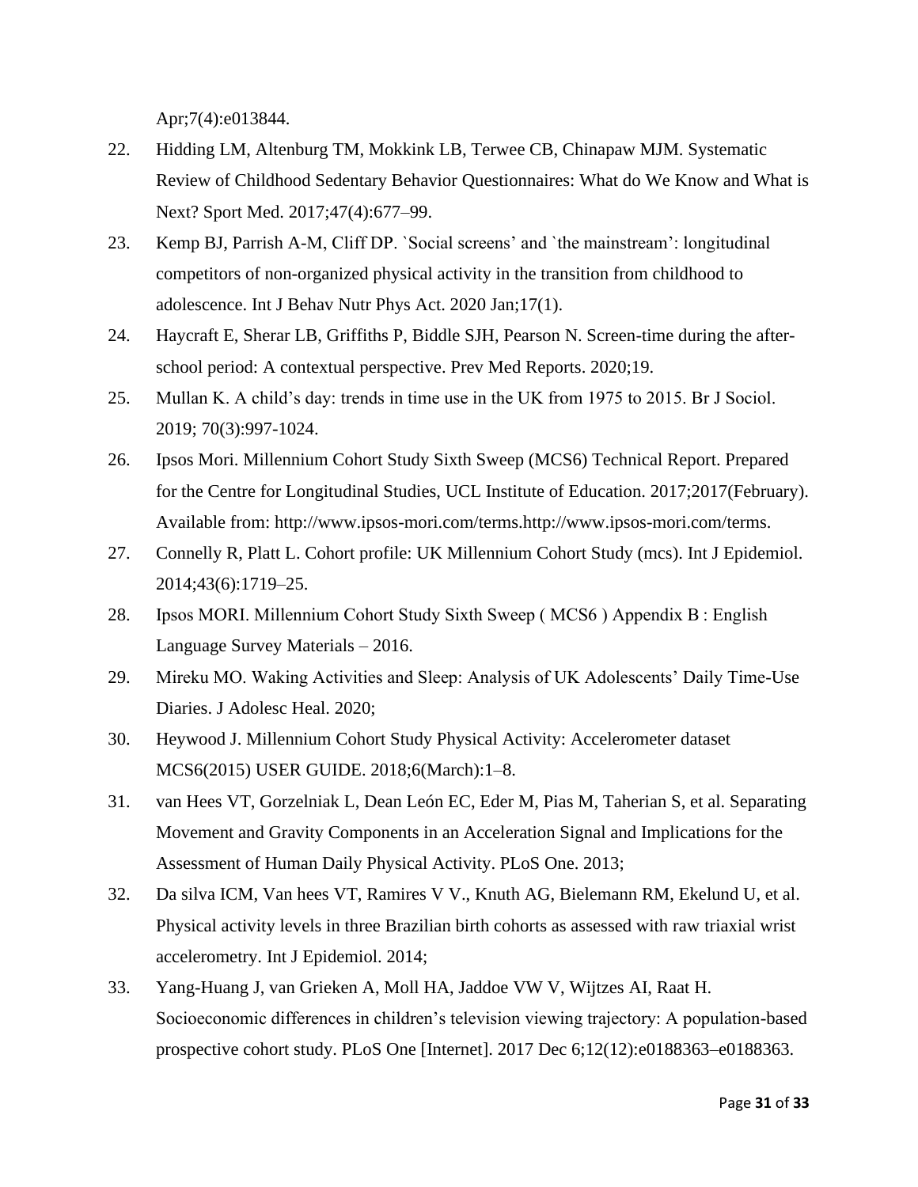Apr;7(4):e013844.

22. Hidding LM, Altenburg TM, Mokkink LB, Terwee CB, Chinapaw MJM. Systematic Review of Childhood Sedentary Behavior Questionnaires: What do We Know and What is Next? Sport Med. 2017;47(4):677–99.
23. Kemp BJ, Parrish A-M, Cliff DP. `Social screens' and `the mainstream': longitudinal competitors of non-organized physical activity in the transition from childhood to adolescence. Int J Behav Nutr Phys Act. 2020 Jan;17(1).
24. Haycraft E, Sherar LB, Griffiths P, Biddle SJH, Pearson N. Screen-time during the after-school period: A contextual perspective. Prev Med Reports. 2020;19.
25. Mullan K. A child's day: trends in time use in the UK from 1975 to 2015. Br J Sociol. 2019; 70(3):997-1024.
26. Ipsos Mori. Millennium Cohort Study Sixth Sweep (MCS6) Technical Report. Prepared for the Centre for Longitudinal Studies, UCL Institute of Education. 2017;2017(February). Available from: http://www.ipsos-mori.com/terms.http://www.ipsos-mori.com/terms.
27. Connelly R, Platt L. Cohort profile: UK Millennium Cohort Study (mcs). Int J Epidemiol. 2014;43(6):1719–25.
28. Ipsos MORI. Millennium Cohort Study Sixth Sweep ( MCS6 ) Appendix B : English Language Survey Materials – 2016.
29. Mireku MO. Waking Activities and Sleep: Analysis of UK Adolescents' Daily Time-Use Diaries. J Adolesc Heal. 2020;
30. Heywood J. Millennium Cohort Study Physical Activity: Accelerometer dataset MCS6(2015) USER GUIDE. 2018;6(March):1–8.
31. van Hees VT, Gorzelniak L, Dean León EC, Eder M, Pias M, Taherian S, et al. Separating Movement and Gravity Components in an Acceleration Signal and Implications for the Assessment of Human Daily Physical Activity. PLoS One. 2013;
32. Da silva ICM, Van hees VT, Ramires V V., Knuth AG, Bielemann RM, Ekelund U, et al. Physical activity levels in three Brazilian birth cohorts as assessed with raw triaxial wrist accelerometry. Int J Epidemiol. 2014;
33. Yang-Huang J, van Grieken A, Moll HA, Jaddoe VW V, Wijtzes AI, Raat H. Socioeconomic differences in children's television viewing trajectory: A population-based prospective cohort study. PLoS One [Internet]. 2017 Dec 6;12(12):e0188363–e0188363.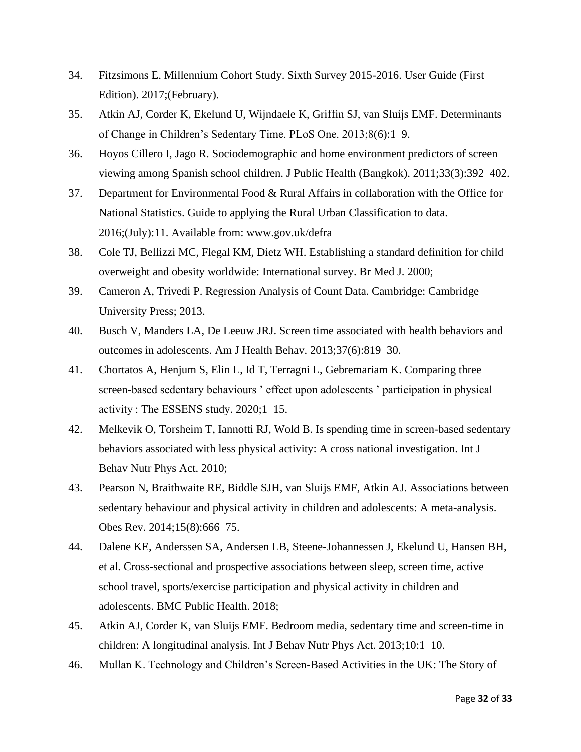34. Fitzsimons E. Millennium Cohort Study. Sixth Survey 2015-2016. User Guide (First Edition). 2017;(February).
35. Atkin AJ, Corder K, Ekelund U, Wijndaele K, Griffin SJ, van Sluijs EMF. Determinants of Change in Children's Sedentary Time. PLoS One. 2013;8(6):1–9.
36. Hoyos Cillero I, Jago R. Sociodemographic and home environment predictors of screen viewing among Spanish school children. J Public Health (Bangkok). 2011;33(3):392–402.
37. Department for Environmental Food & Rural Affairs in collaboration with the Office for National Statistics. Guide to applying the Rural Urban Classification to data. 2016;(July):11. Available from: www.gov.uk/defra
38. Cole TJ, Bellizzi MC, Flegal KM, Dietz WH. Establishing a standard definition for child overweight and obesity worldwide: International survey. Br Med J. 2000;
39. Cameron A, Trivedi P. Regression Analysis of Count Data. Cambridge: Cambridge University Press; 2013.
40. Busch V, Manders LA, De Leeuw JRJ. Screen time associated with health behaviors and outcomes in adolescents. Am J Health Behav. 2013;37(6):819–30.
41. Chortatos A, Henjum S, Elin L, Id T, Terragni L, Gebremariam K. Comparing three screen-based sedentary behaviours ' effect upon adolescents ' participation in physical activity : The ESSENS study. 2020;1–15.
42. Melkevik O, Torsheim T, Iannotti RJ, Wold B. Is spending time in screen-based sedentary behaviors associated with less physical activity: A cross national investigation. Int J Behav Nutr Phys Act. 2010;
43. Pearson N, Braithwaite RE, Biddle SJH, van Sluijs EMF, Atkin AJ. Associations between sedentary behaviour and physical activity in children and adolescents: A meta-analysis. Obes Rev. 2014;15(8):666–75.
44. Dalene KE, Anderssen SA, Andersen LB, Steene-Johannessen J, Ekelund U, Hansen BH, et al. Cross-sectional and prospective associations between sleep, screen time, active school travel, sports/exercise participation and physical activity in children and adolescents. BMC Public Health. 2018;
45. Atkin AJ, Corder K, van Sluijs EMF. Bedroom media, sedentary time and screen-time in children: A longitudinal analysis. Int J Behav Nutr Phys Act. 2013;10:1–10.
46. Mullan K. Technology and Children's Screen-Based Activities in the UK: The Story of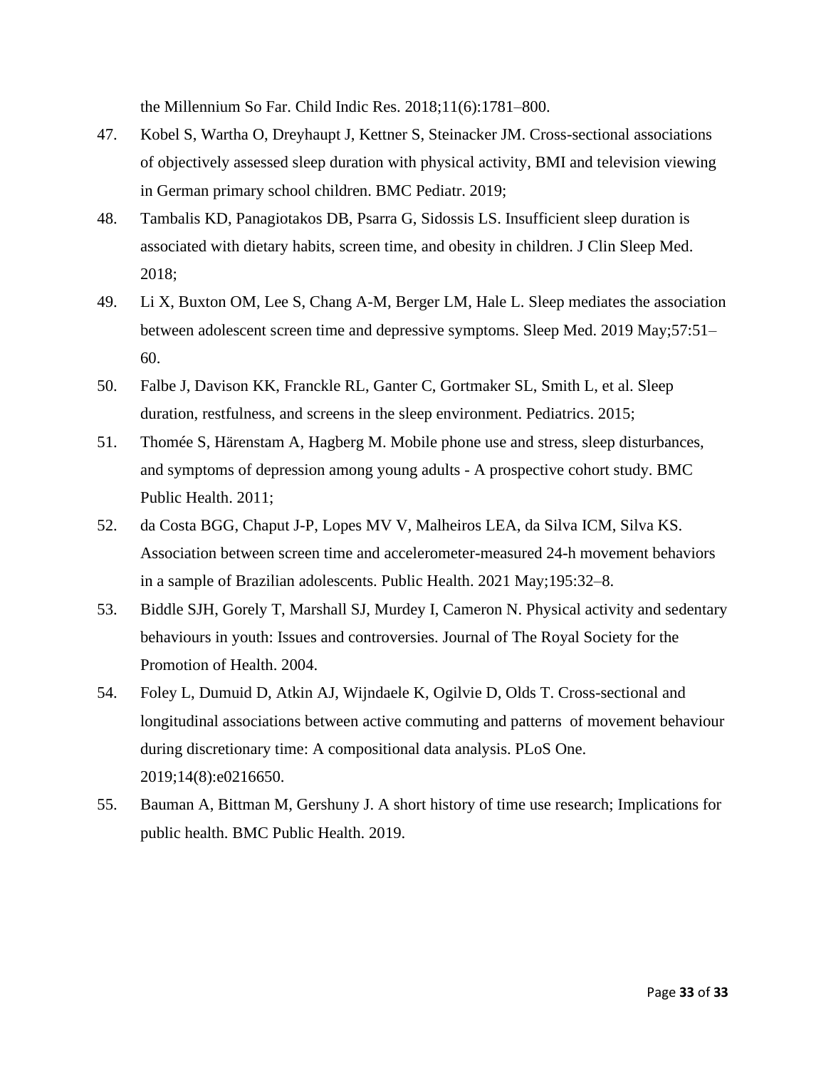the Millennium So Far. Child Indic Res. 2018;11(6):1781–800.

47. Kobel S, Wartha O, Dreyhaupt J, Kettner S, Steinacker JM. Cross-sectional associations of objectively assessed sleep duration with physical activity, BMI and television viewing in German primary school children. BMC Pediatr. 2019;

48. Tambalis KD, Panagiotakos DB, Psarra G, Sidossis LS. Insufficient sleep duration is associated with dietary habits, screen time, and obesity in children. J Clin Sleep Med. 2018;

49. Li X, Buxton OM, Lee S, Chang A-M, Berger LM, Hale L. Sleep mediates the association between adolescent screen time and depressive symptoms. Sleep Med. 2019 May;57:51–60.

50. Falbe J, Davison KK, Franckle RL, Ganter C, Gortmaker SL, Smith L, et al. Sleep duration, restfulness, and screens in the sleep environment. Pediatrics. 2015;

51. Thomée S, Härenstam A, Hagberg M. Mobile phone use and stress, sleep disturbances, and symptoms of depression among young adults - A prospective cohort study. BMC Public Health. 2011;

52. da Costa BGG, Chaput J-P, Lopes MV V, Malheiros LEA, da Silva ICM, Silva KS. Association between screen time and accelerometer-measured 24-h movement behaviors in a sample of Brazilian adolescents. Public Health. 2021 May;195:32–8.

53. Biddle SJH, Gorely T, Marshall SJ, Murdey I, Cameron N. Physical activity and sedentary behaviours in youth: Issues and controversies. Journal of The Royal Society for the Promotion of Health. 2004.

54. Foley L, Dumuid D, Atkin AJ, Wijndaele K, Ogilvie D, Olds T. Cross-sectional and longitudinal associations between active commuting and patterns of movement behaviour during discretionary time: A compositional data analysis. PLoS One. 2019;14(8):e0216650.

55. Bauman A, Bittman M, Gershuny J. A short history of time use research; Implications for public health. BMC Public Health. 2019.